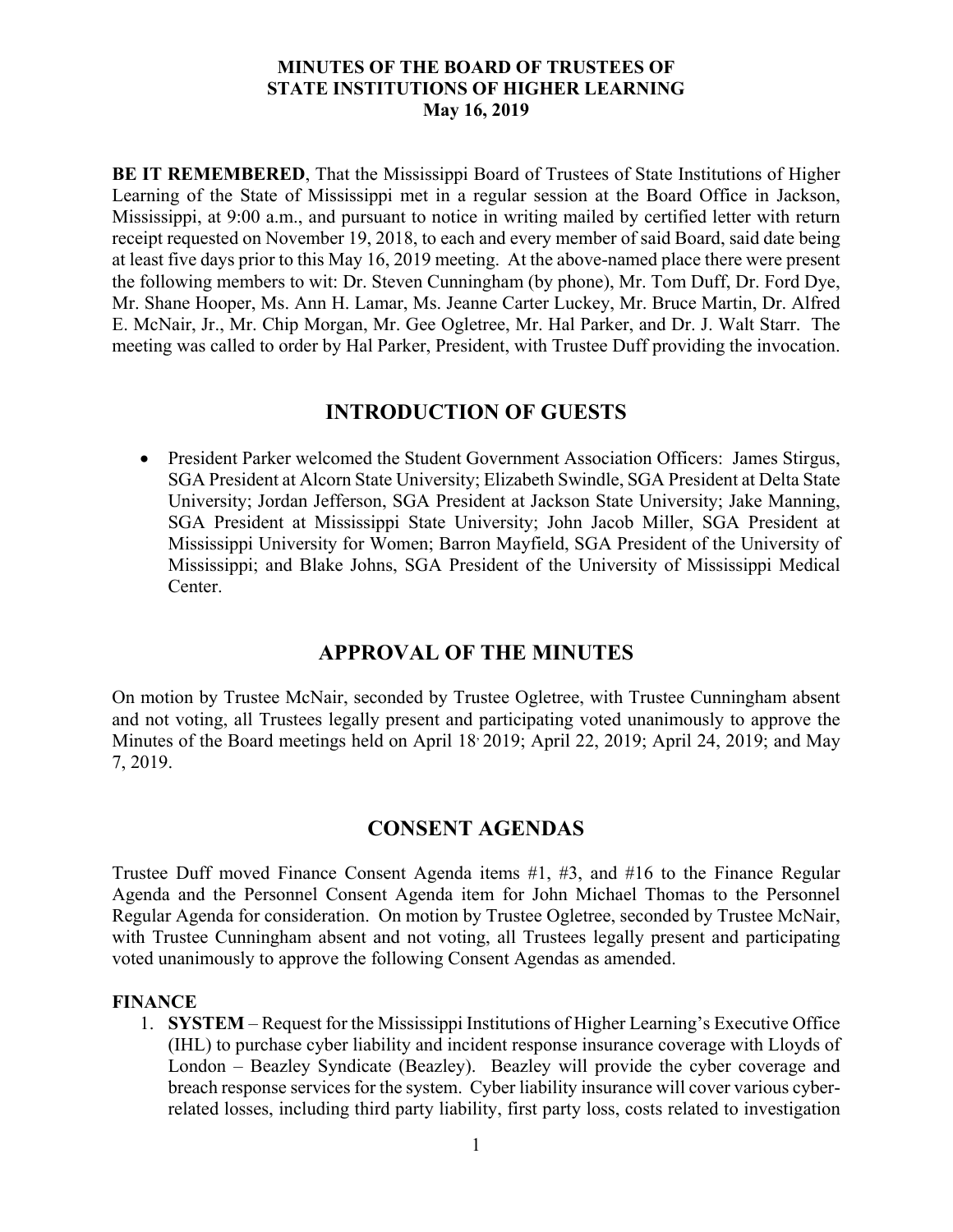**MINUTES OF THE BOARD OF TRUSTEES OF STATE INSTITUTIONS OF HIGHER LEARNING**
**May 16, 2019**

**BE IT REMEMBERED**, That the Mississippi Board of Trustees of State Institutions of Higher Learning of the State of Mississippi met in a regular session at the Board Office in Jackson, Mississippi, at 9:00 a.m., and pursuant to notice in writing mailed by certified letter with return receipt requested on November 19, 2018, to each and every member of said Board, said date being at least five days prior to this May 16, 2019 meeting. At the above-named place there were present the following members to wit: Dr. Steven Cunningham (by phone), Mr. Tom Duff, Dr. Ford Dye, Mr. Shane Hooper, Ms. Ann H. Lamar, Ms. Jeanne Carter Luckey, Mr. Bruce Martin, Dr. Alfred E. McNair, Jr., Mr. Chip Morgan, Mr. Gee Ogletree, Mr. Hal Parker, and Dr. J. Walt Starr. The meeting was called to order by Hal Parker, President, with Trustee Duff providing the invocation.

## INTRODUCTION OF GUESTS

- President Parker welcomed the Student Government Association Officers: James Stirgus, SGA President at Alcorn State University; Elizabeth Swindle, SGA President at Delta State University; Jordan Jefferson, SGA President at Jackson State University; Jake Manning, SGA President at Mississippi State University; John Jacob Miller, SGA President at Mississippi University for Women; Barron Mayfield, SGA President of the University of Mississippi; and Blake Johns, SGA President of the University of Mississippi Medical Center.

## APPROVAL OF THE MINUTES

On motion by Trustee McNair, seconded by Trustee Ogletree, with Trustee Cunningham absent and not voting, all Trustees legally present and participating voted unanimously to approve the Minutes of the Board meetings held on April 18, 2019; April 22, 2019; April 24, 2019; and May 7, 2019.

## CONSENT AGENDAS

Trustee Duff moved Finance Consent Agenda items #1, #3, and #16 to the Finance Regular Agenda and the Personnel Consent Agenda item for John Michael Thomas to the Personnel Regular Agenda for consideration. On motion by Trustee Ogletree, seconded by Trustee McNair, with Trustee Cunningham absent and not voting, all Trustees legally present and participating voted unanimously to approve the following Consent Agendas as amended.

**FINANCE**

1. **SYSTEM** – Request for the Mississippi Institutions of Higher Learning's Executive Office (IHL) to purchase cyber liability and incident response insurance coverage with Lloyds of London – Beazley Syndicate (Beazley). Beazley will provide the cyber coverage and breach response services for the system. Cyber liability insurance will cover various cyber-related losses, including third party liability, first party loss, costs related to investigation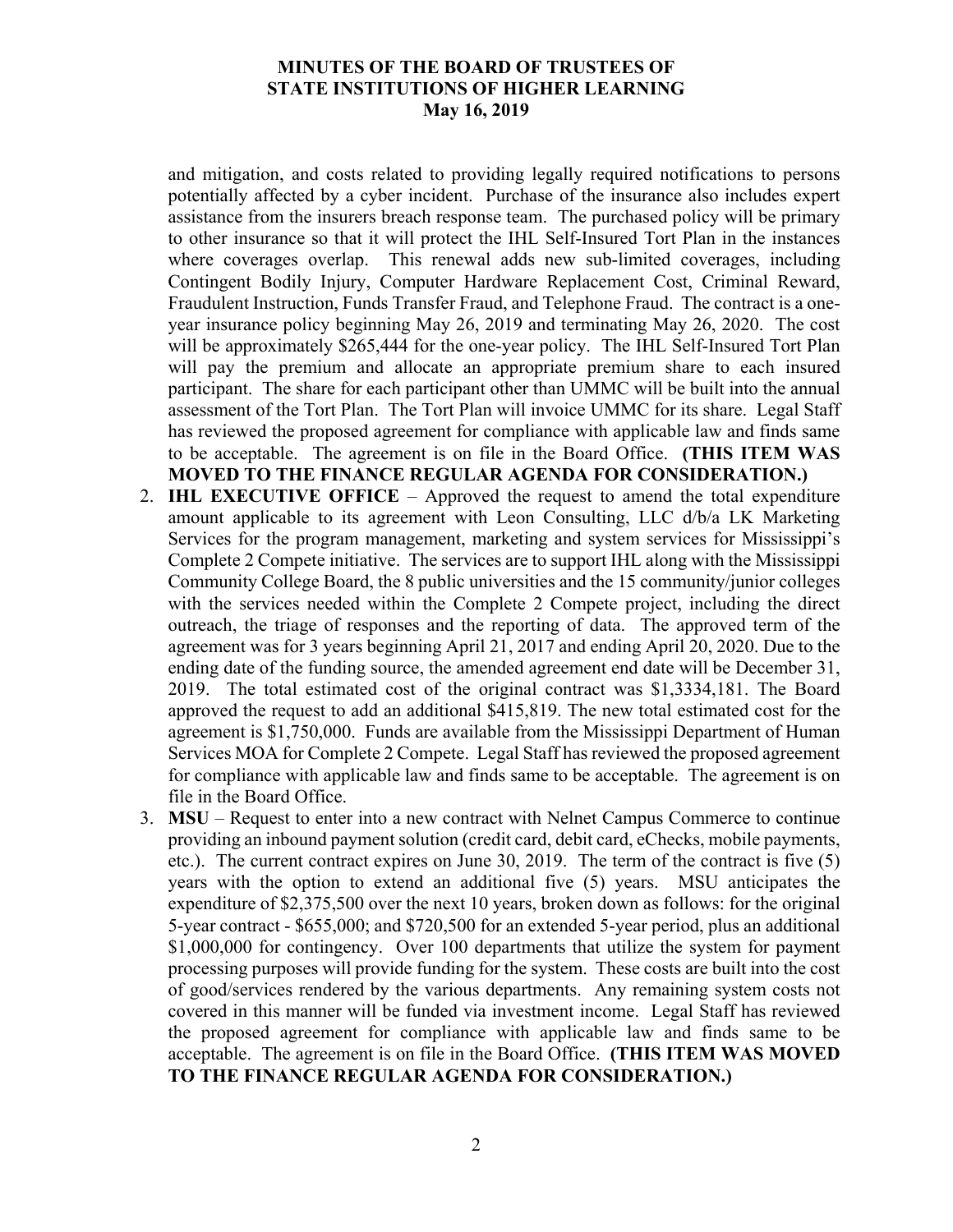and mitigation, and costs related to providing legally required notifications to persons potentially affected by a cyber incident. Purchase of the insurance also includes expert assistance from the insurers breach response team. The purchased policy will be primary to other insurance so that it will protect the IHL Self-Insured Tort Plan in the instances where coverages overlap. This renewal adds new sub-limited coverages, including Contingent Bodily Injury, Computer Hardware Replacement Cost, Criminal Reward, Fraudulent Instruction, Funds Transfer Fraud, and Telephone Fraud. The contract is a one-year insurance policy beginning May 26, 2019 and terminating May 26, 2020. The cost will be approximately $265,444 for the one-year policy. The IHL Self-Insured Tort Plan will pay the premium and allocate an appropriate premium share to each insured participant. The share for each participant other than UMMC will be built into the annual assessment of the Tort Plan. The Tort Plan will invoice UMMC for its share. Legal Staff has reviewed the proposed agreement for compliance with applicable law and finds same to be acceptable. The agreement is on file in the Board Office. **(THIS ITEM WAS MOVED TO THE FINANCE REGULAR AGENDA FOR CONSIDERATION.)**

2. **IHL EXECUTIVE OFFICE** – Approved the request to amend the total expenditure amount applicable to its agreement with Leon Consulting, LLC d/b/a LK Marketing Services for the program management, marketing and system services for Mississippi's Complete 2 Compete initiative. The services are to support IHL along with the Mississippi Community College Board, the 8 public universities and the 15 community/junior colleges with the services needed within the Complete 2 Compete project, including the direct outreach, the triage of responses and the reporting of data. The approved term of the agreement was for 3 years beginning April 21, 2017 and ending April 20, 2020. Due to the ending date of the funding source, the amended agreement end date will be December 31, 2019. The total estimated cost of the original contract was $1,3334,181. The Board approved the request to add an additional $415,819. The new total estimated cost for the agreement is $1,750,000. Funds are available from the Mississippi Department of Human Services MOA for Complete 2 Compete. Legal Staff has reviewed the proposed agreement for compliance with applicable law and finds same to be acceptable. The agreement is on file in the Board Office.
3. **MSU** – Request to enter into a new contract with Nelnet Campus Commerce to continue providing an inbound payment solution (credit card, debit card, eChecks, mobile payments, etc.). The current contract expires on June 30, 2019. The term of the contract is five (5) years with the option to extend an additional five (5) years. MSU anticipates the expenditure of $2,375,500 over the next 10 years, broken down as follows: for the original 5-year contract - $655,000; and $720,500 for an extended 5-year period, plus an additional $1,000,000 for contingency. Over 100 departments that utilize the system for payment processing purposes will provide funding for the system. These costs are built into the cost of good/services rendered by the various departments. Any remaining system costs not covered in this manner will be funded via investment income. Legal Staff has reviewed the proposed agreement for compliance with applicable law and finds same to be acceptable. The agreement is on file in the Board Office. **(THIS ITEM WAS MOVED TO THE FINANCE REGULAR AGENDA FOR CONSIDERATION.)**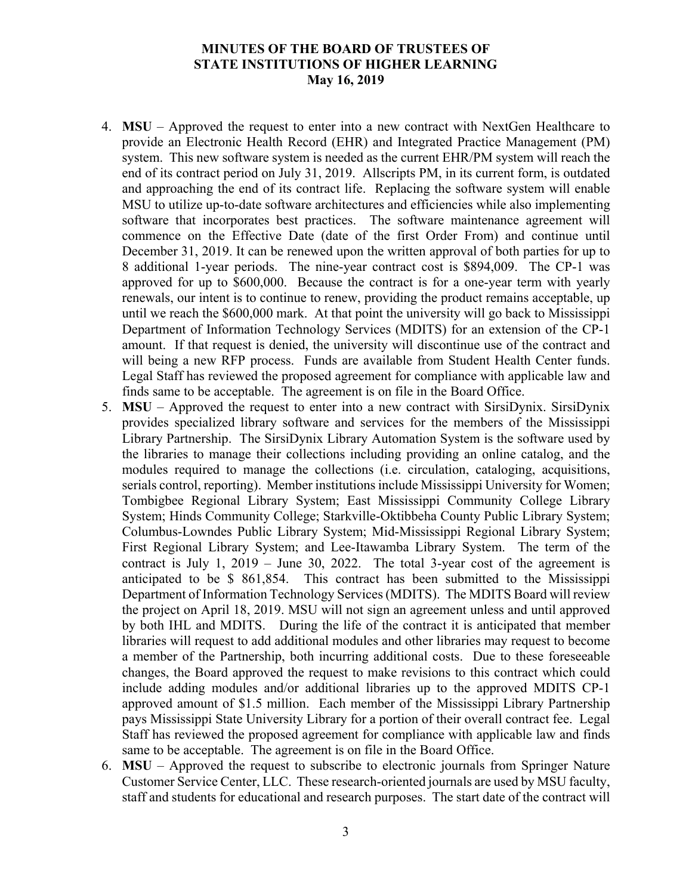4. **MSU** – Approved the request to enter into a new contract with NextGen Healthcare to provide an Electronic Health Record (EHR) and Integrated Practice Management (PM) system. This new software system is needed as the current EHR/PM system will reach the end of its contract period on July 31, 2019. Allscripts PM, in its current form, is outdated and approaching the end of its contract life. Replacing the software system will enable MSU to utilize up-to-date software architectures and efficiencies while also implementing software that incorporates best practices. The software maintenance agreement will commence on the Effective Date (date of the first Order From) and continue until December 31, 2019. It can be renewed upon the written approval of both parties for up to 8 additional 1-year periods. The nine-year contract cost is $894,009. The CP-1 was approved for up to $600,000. Because the contract is for a one-year term with yearly renewals, our intent is to continue to renew, providing the product remains acceptable, up until we reach the $600,000 mark. At that point the university will go back to Mississippi Department of Information Technology Services (MDITS) for an extension of the CP-1 amount. If that request is denied, the university will discontinue use of the contract and will being a new RFP process. Funds are available from Student Health Center funds. Legal Staff has reviewed the proposed agreement for compliance with applicable law and finds same to be acceptable. The agreement is on file in the Board Office.
5. **MSU** – Approved the request to enter into a new contract with SirsiDynix. SirsiDynix provides specialized library software and services for the members of the Mississippi Library Partnership. The SirsiDynix Library Automation System is the software used by the libraries to manage their collections including providing an online catalog, and the modules required to manage the collections (i.e. circulation, cataloging, acquisitions, serials control, reporting). Member institutions include Mississippi University for Women; Tombigbee Regional Library System; East Mississippi Community College Library System; Hinds Community College; Starkville-Oktibbeha County Public Library System; Columbus-Lowndes Public Library System; Mid-Mississippi Regional Library System; First Regional Library System; and Lee-Itawamba Library System. The term of the contract is July 1, 2019 – June 30, 2022. The total 3-year cost of the agreement is anticipated to be $ 861,854. This contract has been submitted to the Mississippi Department of Information Technology Services (MDITS). The MDITS Board will review the project on April 18, 2019. MSU will not sign an agreement unless and until approved by both IHL and MDITS. During the life of the contract it is anticipated that member libraries will request to add additional modules and other libraries may request to become a member of the Partnership, both incurring additional costs. Due to these foreseeable changes, the Board approved the request to make revisions to this contract which could include adding modules and/or additional libraries up to the approved MDITS CP-1 approved amount of $1.5 million. Each member of the Mississippi Library Partnership pays Mississippi State University Library for a portion of their overall contract fee. Legal Staff has reviewed the proposed agreement for compliance with applicable law and finds same to be acceptable. The agreement is on file in the Board Office.
6. **MSU** – Approved the request to subscribe to electronic journals from Springer Nature Customer Service Center, LLC. These research-oriented journals are used by MSU faculty, staff and students for educational and research purposes. The start date of the contract will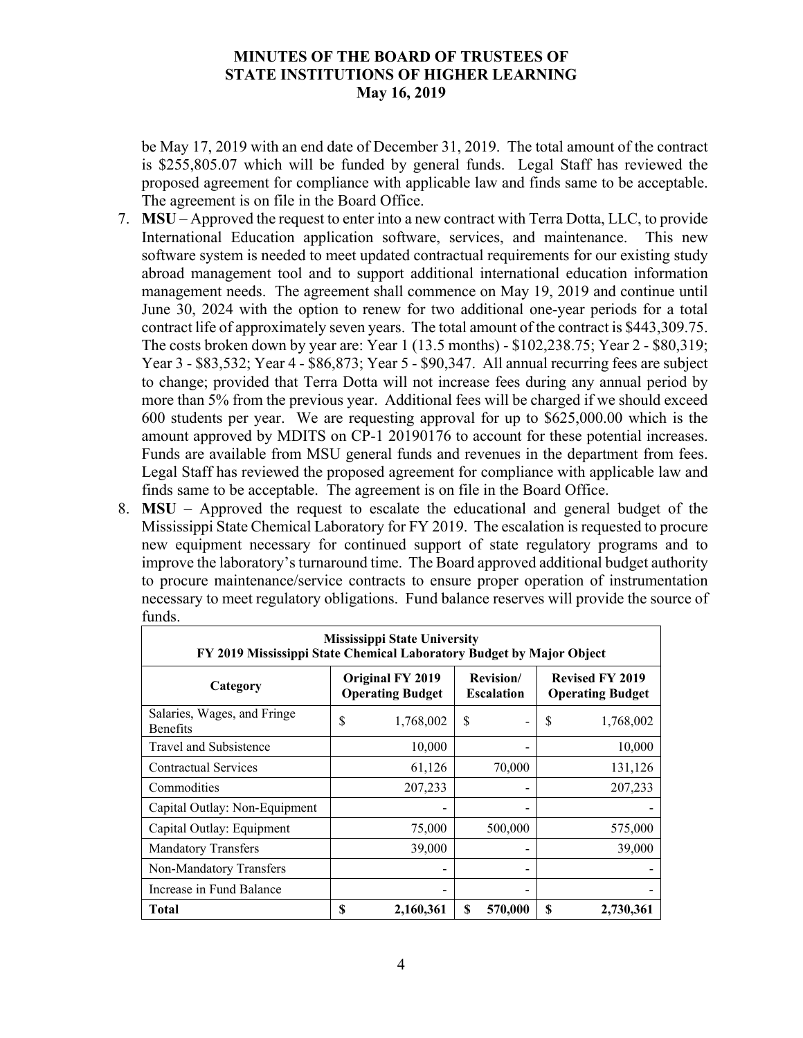be May 17, 2019 with an end date of December 31, 2019. The total amount of the contract is $255,805.07 which will be funded by general funds. Legal Staff has reviewed the proposed agreement for compliance with applicable law and finds same to be acceptable. The agreement is on file in the Board Office.

7. **MSU** – Approved the request to enter into a new contract with Terra Dotta, LLC, to provide International Education application software, services, and maintenance. This new software system is needed to meet updated contractual requirements for our existing study abroad management tool and to support additional international education information management needs. The agreement shall commence on May 19, 2019 and continue until June 30, 2024 with the option to renew for two additional one-year periods for a total contract life of approximately seven years. The total amount of the contract is $443,309.75. The costs broken down by year are: Year 1 (13.5 months) - $102,238.75; Year 2 - $80,319; Year 3 - $83,532; Year 4 - $86,873; Year 5 - $90,347. All annual recurring fees are subject to change; provided that Terra Dotta will not increase fees during any annual period by more than 5% from the previous year. Additional fees will be charged if we should exceed 600 students per year. We are requesting approval for up to $625,000.00 which is the amount approved by MDITS on CP-1 20190176 to account for these potential increases. Funds are available from MSU general funds and revenues in the department from fees. Legal Staff has reviewed the proposed agreement for compliance with applicable law and finds same to be acceptable. The agreement is on file in the Board Office.

8. **MSU** – Approved the request to escalate the educational and general budget of the Mississippi State Chemical Laboratory for FY 2019. The escalation is requested to procure new equipment necessary for continued support of state regulatory programs and to improve the laboratory's turnaround time. The Board approved additional budget authority to procure maintenance/service contracts to ensure proper operation of instrumentation necessary to meet regulatory obligations. Fund balance reserves will provide the source of funds.

**Mississippi State University**
**FY 2019 Mississippi State Chemical Laboratory Budget by Major Object**

| Category | Original FY 2019 Operating Budget | Revision/ Escalation | Revised FY 2019 Operating Budget |
|---|---|---|---|
| Salaries, Wages, and Fringe Benefits | $ 1,768,002 | $ - | $ 1,768,002 |
| Travel and Subsistence | 10,000 | - | 10,000 |
| Contractual Services | 61,126 | 70,000 | 131,126 |
| Commodities | 207,233 | - | 207,233 |
| Capital Outlay: Non-Equipment | - | - | - |
| Capital Outlay: Equipment | 75,000 | 500,000 | 575,000 |
| Mandatory Transfers | 39,000 | - | 39,000 |
| Non-Mandatory Transfers | - | - | - |
| Increase in Fund Balance | - | - | - |
| **Total** | **$ 2,160,361** | **$ 570,000** | **$ 2,730,361** |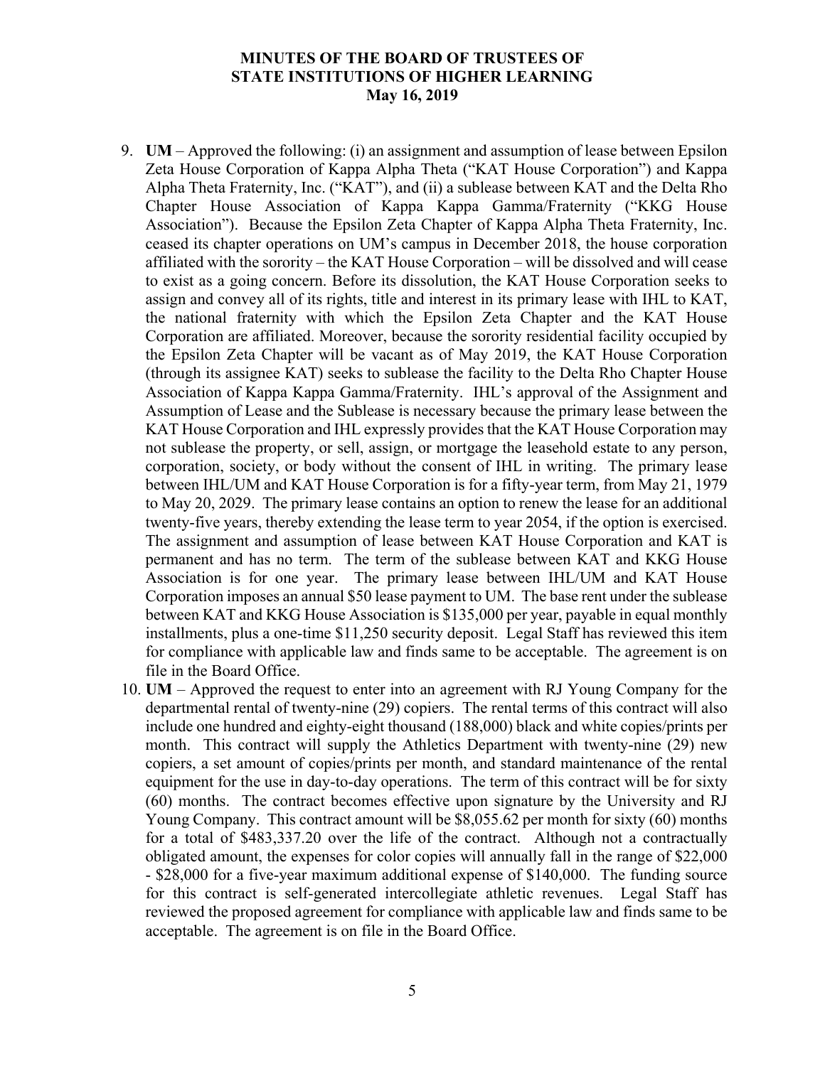9. **UM** – Approved the following: (i) an assignment and assumption of lease between Epsilon Zeta House Corporation of Kappa Alpha Theta ("KAT House Corporation") and Kappa Alpha Theta Fraternity, Inc. ("KAT"), and (ii) a sublease between KAT and the Delta Rho Chapter House Association of Kappa Kappa Gamma/Fraternity ("KKG House Association"). Because the Epsilon Zeta Chapter of Kappa Alpha Theta Fraternity, Inc. ceased its chapter operations on UM's campus in December 2018, the house corporation affiliated with the sorority – the KAT House Corporation – will be dissolved and will cease to exist as a going concern. Before its dissolution, the KAT House Corporation seeks to assign and convey all of its rights, title and interest in its primary lease with IHL to KAT, the national fraternity with which the Epsilon Zeta Chapter and the KAT House Corporation are affiliated. Moreover, because the sorority residential facility occupied by the Epsilon Zeta Chapter will be vacant as of May 2019, the KAT House Corporation (through its assignee KAT) seeks to sublease the facility to the Delta Rho Chapter House Association of Kappa Kappa Gamma/Fraternity. IHL's approval of the Assignment and Assumption of Lease and the Sublease is necessary because the primary lease between the KAT House Corporation and IHL expressly provides that the KAT House Corporation may not sublease the property, or sell, assign, or mortgage the leasehold estate to any person, corporation, society, or body without the consent of IHL in writing. The primary lease between IHL/UM and KAT House Corporation is for a fifty-year term, from May 21, 1979 to May 20, 2029. The primary lease contains an option to renew the lease for an additional twenty-five years, thereby extending the lease term to year 2054, if the option is exercised. The assignment and assumption of lease between KAT House Corporation and KAT is permanent and has no term. The term of the sublease between KAT and KKG House Association is for one year. The primary lease between IHL/UM and KAT House Corporation imposes an annual $50 lease payment to UM. The base rent under the sublease between KAT and KKG House Association is $135,000 per year, payable in equal monthly installments, plus a one-time $11,250 security deposit. Legal Staff has reviewed this item for compliance with applicable law and finds same to be acceptable. The agreement is on file in the Board Office.
10. **UM** – Approved the request to enter into an agreement with RJ Young Company for the departmental rental of twenty-nine (29) copiers. The rental terms of this contract will also include one hundred and eighty-eight thousand (188,000) black and white copies/prints per month. This contract will supply the Athletics Department with twenty-nine (29) new copiers, a set amount of copies/prints per month, and standard maintenance of the rental equipment for the use in day-to-day operations. The term of this contract will be for sixty (60) months. The contract becomes effective upon signature by the University and RJ Young Company. This contract amount will be $8,055.62 per month for sixty (60) months for a total of $483,337.20 over the life of the contract. Although not a contractually obligated amount, the expenses for color copies will annually fall in the range of $22,000 - $28,000 for a five-year maximum additional expense of $140,000. The funding source for this contract is self-generated intercollegiate athletic revenues. Legal Staff has reviewed the proposed agreement for compliance with applicable law and finds same to be acceptable. The agreement is on file in the Board Office.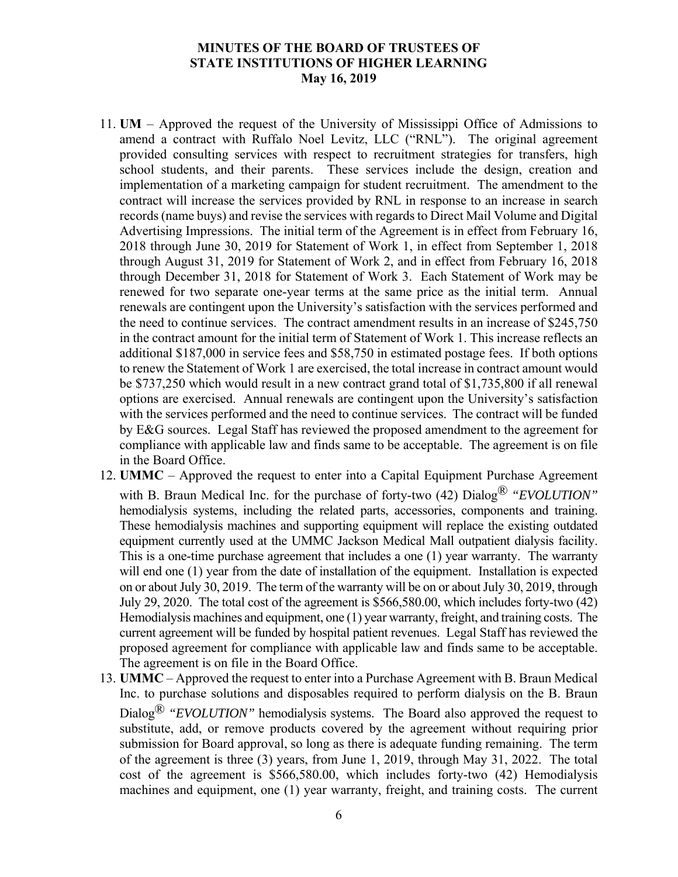11. **UM** – Approved the request of the University of Mississippi Office of Admissions to amend a contract with Ruffalo Noel Levitz, LLC ("RNL"). The original agreement provided consulting services with respect to recruitment strategies for transfers, high school students, and their parents. These services include the design, creation and implementation of a marketing campaign for student recruitment. The amendment to the contract will increase the services provided by RNL in response to an increase in search records (name buys) and revise the services with regards to Direct Mail Volume and Digital Advertising Impressions. The initial term of the Agreement is in effect from February 16, 2018 through June 30, 2019 for Statement of Work 1, in effect from September 1, 2018 through August 31, 2019 for Statement of Work 2, and in effect from February 16, 2018 through December 31, 2018 for Statement of Work 3. Each Statement of Work may be renewed for two separate one-year terms at the same price as the initial term. Annual renewals are contingent upon the University's satisfaction with the services performed and the need to continue services. The contract amendment results in an increase of $245,750 in the contract amount for the initial term of Statement of Work 1. This increase reflects an additional $187,000 in service fees and $58,750 in estimated postage fees. If both options to renew the Statement of Work 1 are exercised, the total increase in contract amount would be $737,250 which would result in a new contract grand total of $1,735,800 if all renewal options are exercised. Annual renewals are contingent upon the University's satisfaction with the services performed and the need to continue services. The contract will be funded by E&G sources. Legal Staff has reviewed the proposed amendment to the agreement for compliance with applicable law and finds same to be acceptable. The agreement is on file in the Board Office.
12. **UMMC** – Approved the request to enter into a Capital Equipment Purchase Agreement with B. Braun Medical Inc. for the purchase of forty-two (42) Dialog® *"EVOLUTION"* hemodialysis systems, including the related parts, accessories, components and training. These hemodialysis machines and supporting equipment will replace the existing outdated equipment currently used at the UMMC Jackson Medical Mall outpatient dialysis facility. This is a one-time purchase agreement that includes a one (1) year warranty. The warranty will end one (1) year from the date of installation of the equipment. Installation is expected on or about July 30, 2019. The term of the warranty will be on or about July 30, 2019, through July 29, 2020. The total cost of the agreement is $566,580.00, which includes forty-two (42) Hemodialysis machines and equipment, one (1) year warranty, freight, and training costs. The current agreement will be funded by hospital patient revenues. Legal Staff has reviewed the proposed agreement for compliance with applicable law and finds same to be acceptable. The agreement is on file in the Board Office.
13. **UMMC** – Approved the request to enter into a Purchase Agreement with B. Braun Medical Inc. to purchase solutions and disposables required to perform dialysis on the B. Braun Dialog® *"EVOLUTION"* hemodialysis systems. The Board also approved the request to substitute, add, or remove products covered by the agreement without requiring prior submission for Board approval, so long as there is adequate funding remaining. The term of the agreement is three (3) years, from June 1, 2019, through May 31, 2022. The total cost of the agreement is $566,580.00, which includes forty-two (42) Hemodialysis machines and equipment, one (1) year warranty, freight, and training costs. The current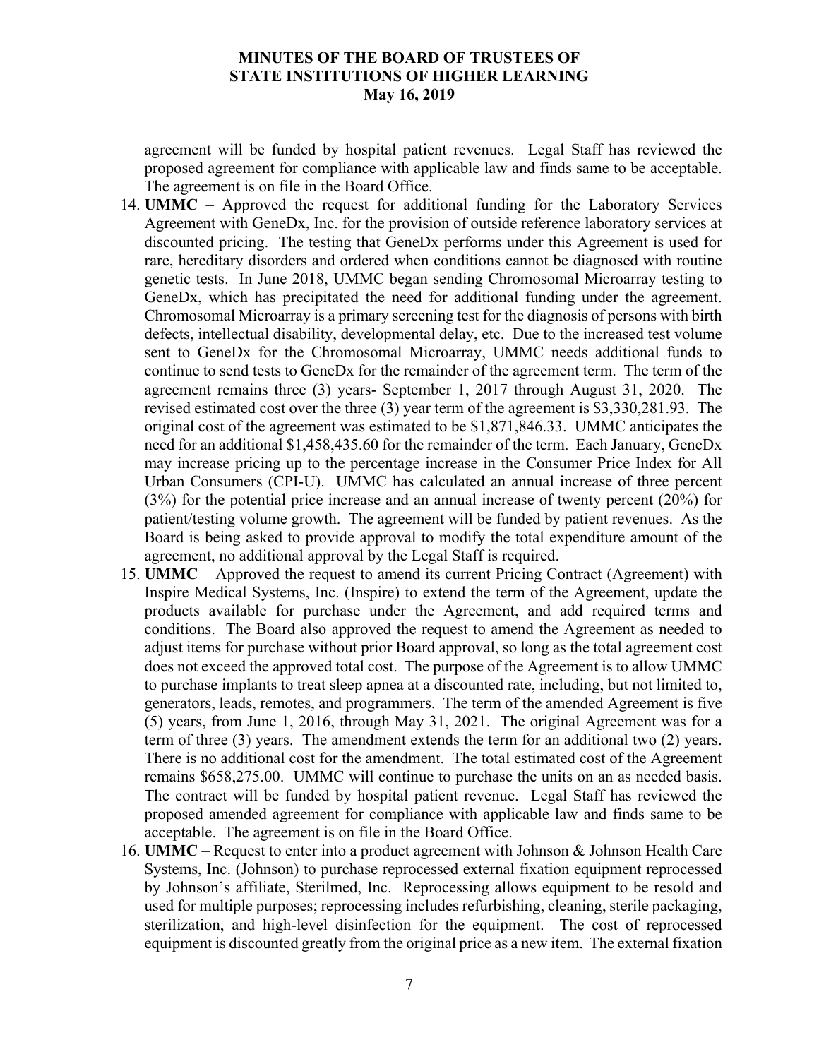agreement will be funded by hospital patient revenues. Legal Staff has reviewed the proposed agreement for compliance with applicable law and finds same to be acceptable. The agreement is on file in the Board Office.

14. **UMMC** – Approved the request for additional funding for the Laboratory Services Agreement with GeneDx, Inc. for the provision of outside reference laboratory services at discounted pricing. The testing that GeneDx performs under this Agreement is used for rare, hereditary disorders and ordered when conditions cannot be diagnosed with routine genetic tests. In June 2018, UMMC began sending Chromosomal Microarray testing to GeneDx, which has precipitated the need for additional funding under the agreement. Chromosomal Microarray is a primary screening test for the diagnosis of persons with birth defects, intellectual disability, developmental delay, etc. Due to the increased test volume sent to GeneDx for the Chromosomal Microarray, UMMC needs additional funds to continue to send tests to GeneDx for the remainder of the agreement term. The term of the agreement remains three (3) years- September 1, 2017 through August 31, 2020. The revised estimated cost over the three (3) year term of the agreement is $3,330,281.93. The original cost of the agreement was estimated to be $1,871,846.33. UMMC anticipates the need for an additional $1,458,435.60 for the remainder of the term. Each January, GeneDx may increase pricing up to the percentage increase in the Consumer Price Index for All Urban Consumers (CPI-U). UMMC has calculated an annual increase of three percent (3%) for the potential price increase and an annual increase of twenty percent (20%) for patient/testing volume growth. The agreement will be funded by patient revenues. As the Board is being asked to provide approval to modify the total expenditure amount of the agreement, no additional approval by the Legal Staff is required.

15. **UMMC** – Approved the request to amend its current Pricing Contract (Agreement) with Inspire Medical Systems, Inc. (Inspire) to extend the term of the Agreement, update the products available for purchase under the Agreement, and add required terms and conditions. The Board also approved the request to amend the Agreement as needed to adjust items for purchase without prior Board approval, so long as the total agreement cost does not exceed the approved total cost. The purpose of the Agreement is to allow UMMC to purchase implants to treat sleep apnea at a discounted rate, including, but not limited to, generators, leads, remotes, and programmers. The term of the amended Agreement is five (5) years, from June 1, 2016, through May 31, 2021. The original Agreement was for a term of three (3) years. The amendment extends the term for an additional two (2) years. There is no additional cost for the amendment. The total estimated cost of the Agreement remains $658,275.00. UMMC will continue to purchase the units on an as needed basis. The contract will be funded by hospital patient revenue. Legal Staff has reviewed the proposed amended agreement for compliance with applicable law and finds same to be acceptable. The agreement is on file in the Board Office.

16. **UMMC** – Request to enter into a product agreement with Johnson & Johnson Health Care Systems, Inc. (Johnson) to purchase reprocessed external fixation equipment reprocessed by Johnson's affiliate, Sterilmed, Inc. Reprocessing allows equipment to be resold and used for multiple purposes; reprocessing includes refurbishing, cleaning, sterile packaging, sterilization, and high-level disinfection for the equipment. The cost of reprocessed equipment is discounted greatly from the original price as a new item. The external fixation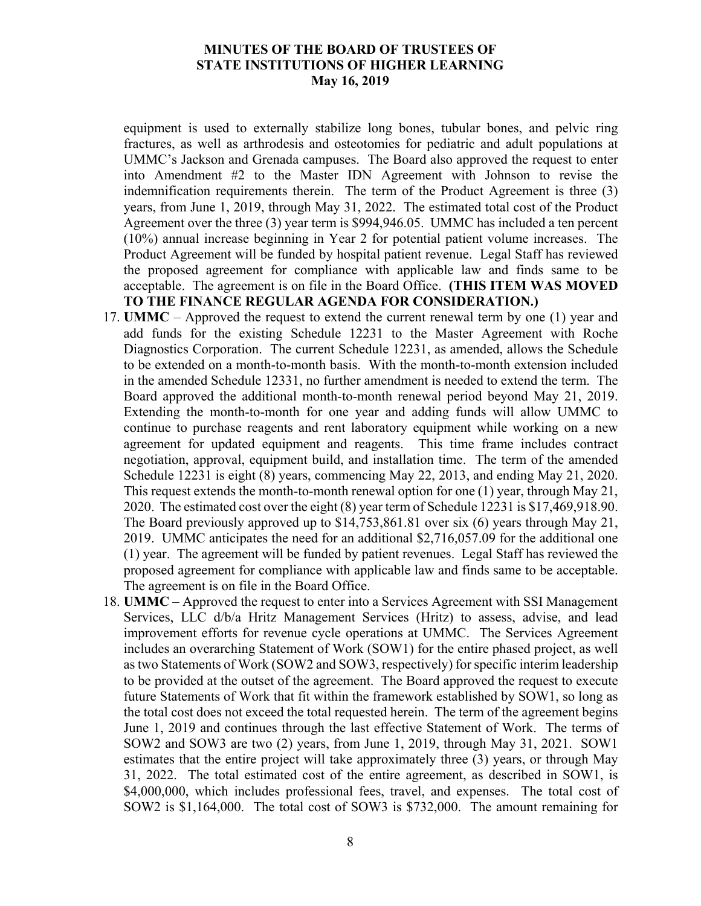equipment is used to externally stabilize long bones, tubular bones, and pelvic ring fractures, as well as arthrodesis and osteotomies for pediatric and adult populations at UMMC's Jackson and Grenada campuses. The Board also approved the request to enter into Amendment #2 to the Master IDN Agreement with Johnson to revise the indemnification requirements therein. The term of the Product Agreement is three (3) years, from June 1, 2019, through May 31, 2022. The estimated total cost of the Product Agreement over the three (3) year term is $994,946.05. UMMC has included a ten percent (10%) annual increase beginning in Year 2 for potential patient volume increases. The Product Agreement will be funded by hospital patient revenue. Legal Staff has reviewed the proposed agreement for compliance with applicable law and finds same to be acceptable. The agreement is on file in the Board Office. **(THIS ITEM WAS MOVED TO THE FINANCE REGULAR AGENDA FOR CONSIDERATION.)**

17. **UMMC** – Approved the request to extend the current renewal term by one (1) year and add funds for the existing Schedule 12231 to the Master Agreement with Roche Diagnostics Corporation. The current Schedule 12231, as amended, allows the Schedule to be extended on a month-to-month basis. With the month-to-month extension included in the amended Schedule 12331, no further amendment is needed to extend the term. The Board approved the additional month-to-month renewal period beyond May 21, 2019. Extending the month-to-month for one year and adding funds will allow UMMC to continue to purchase reagents and rent laboratory equipment while working on a new agreement for updated equipment and reagents. This time frame includes contract negotiation, approval, equipment build, and installation time. The term of the amended Schedule 12231 is eight (8) years, commencing May 22, 2013, and ending May 21, 2020. This request extends the month-to-month renewal option for one (1) year, through May 21, 2020. The estimated cost over the eight (8) year term of Schedule 12231 is $17,469,918.90. The Board previously approved up to $14,753,861.81 over six (6) years through May 21, 2019. UMMC anticipates the need for an additional $2,716,057.09 for the additional one (1) year. The agreement will be funded by patient revenues. Legal Staff has reviewed the proposed agreement for compliance with applicable law and finds same to be acceptable. The agreement is on file in the Board Office.
18. **UMMC** – Approved the request to enter into a Services Agreement with SSI Management Services, LLC d/b/a Hritz Management Services (Hritz) to assess, advise, and lead improvement efforts for revenue cycle operations at UMMC. The Services Agreement includes an overarching Statement of Work (SOW1) for the entire phased project, as well as two Statements of Work (SOW2 and SOW3, respectively) for specific interim leadership to be provided at the outset of the agreement. The Board approved the request to execute future Statements of Work that fit within the framework established by SOW1, so long as the total cost does not exceed the total requested herein. The term of the agreement begins June 1, 2019 and continues through the last effective Statement of Work. The terms of SOW2 and SOW3 are two (2) years, from June 1, 2019, through May 31, 2021. SOW1 estimates that the entire project will take approximately three (3) years, or through May 31, 2022. The total estimated cost of the entire agreement, as described in SOW1, is $4,000,000, which includes professional fees, travel, and expenses. The total cost of SOW2 is $1,164,000. The total cost of SOW3 is $732,000. The amount remaining for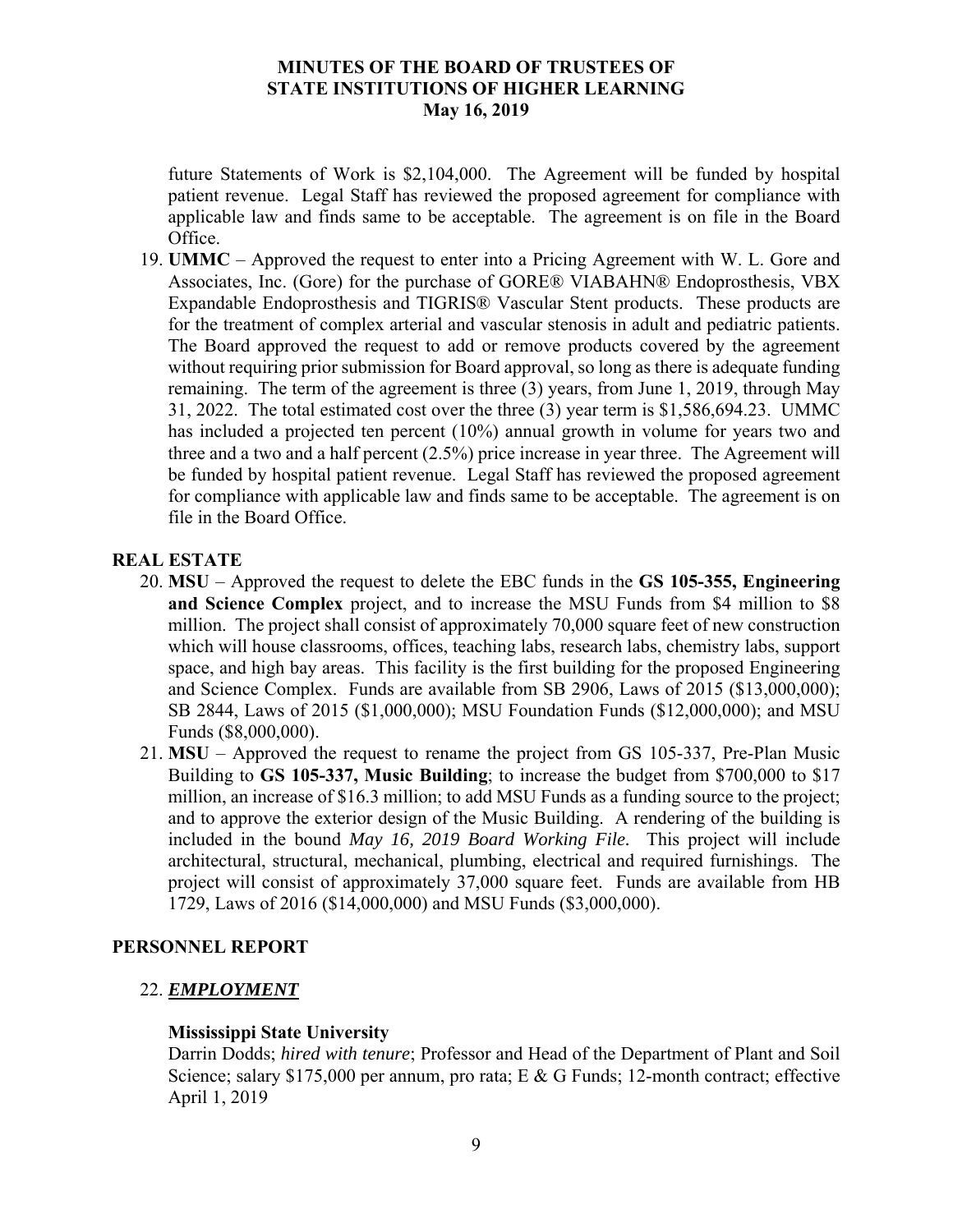future Statements of Work is $2,104,000. The Agreement will be funded by hospital patient revenue. Legal Staff has reviewed the proposed agreement for compliance with applicable law and finds same to be acceptable. The agreement is on file in the Board Office.

19. **UMMC** – Approved the request to enter into a Pricing Agreement with W. L. Gore and Associates, Inc. (Gore) for the purchase of GORE® VIABAHN® Endoprosthesis, VBX Expandable Endoprosthesis and TIGRIS® Vascular Stent products. These products are for the treatment of complex arterial and vascular stenosis in adult and pediatric patients. The Board approved the request to add or remove products covered by the agreement without requiring prior submission for Board approval, so long as there is adequate funding remaining. The term of the agreement is three (3) years, from June 1, 2019, through May 31, 2022. The total estimated cost over the three (3) year term is $1,586,694.23. UMMC has included a projected ten percent (10%) annual growth in volume for years two and three and a two and a half percent (2.5%) price increase in year three. The Agreement will be funded by hospital patient revenue. Legal Staff has reviewed the proposed agreement for compliance with applicable law and finds same to be acceptable. The agreement is on file in the Board Office.

## REAL ESTATE

20. **MSU** – Approved the request to delete the EBC funds in the **GS 105-355, Engineering and Science Complex** project, and to increase the MSU Funds from $4 million to $8 million. The project shall consist of approximately 70,000 square feet of new construction which will house classrooms, offices, teaching labs, research labs, chemistry labs, support space, and high bay areas. This facility is the first building for the proposed Engineering and Science Complex. Funds are available from SB 2906, Laws of 2015 ($13,000,000); SB 2844, Laws of 2015 ($1,000,000); MSU Foundation Funds ($12,000,000); and MSU Funds ($8,000,000).
21. **MSU** – Approved the request to rename the project from GS 105-337, Pre-Plan Music Building to **GS 105-337, Music Building**; to increase the budget from $700,000 to $17 million, an increase of $16.3 million; to add MSU Funds as a funding source to the project; and to approve the exterior design of the Music Building. A rendering of the building is included in the bound *May 16, 2019 Board Working File.* This project will include architectural, structural, mechanical, plumbing, electrical and required furnishings. The project will consist of approximately 37,000 square feet. Funds are available from HB 1729, Laws of 2016 ($14,000,000) and MSU Funds ($3,000,000).

## PERSONNEL REPORT

22. ***EMPLOYMENT***

**Mississippi State University**

Darrin Dodds; *hired with tenure*; Professor and Head of the Department of Plant and Soil Science; salary $175,000 per annum, pro rata; E & G Funds; 12-month contract; effective April 1, 2019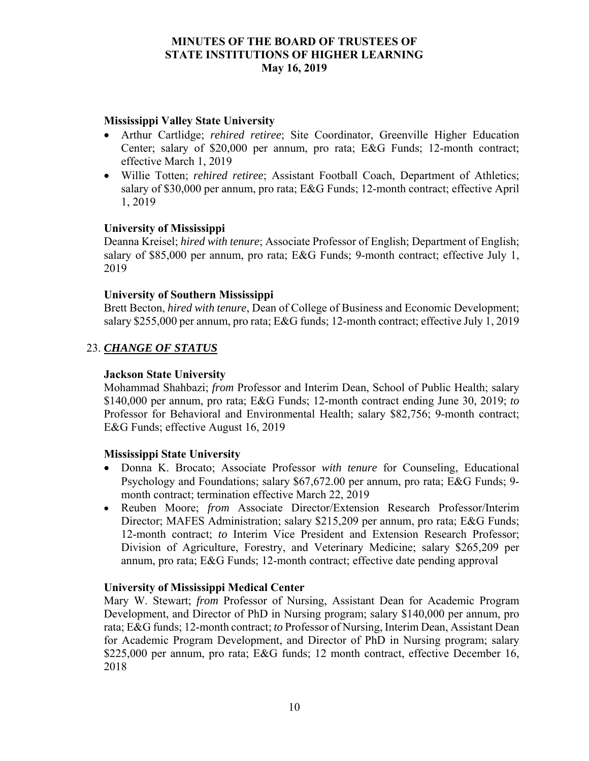**Mississippi Valley State University**

- Arthur Cartlidge; *rehired retiree*; Site Coordinator, Greenville Higher Education Center; salary of $20,000 per annum, pro rata; E&G Funds; 12-month contract; effective March 1, 2019
- Willie Totten; *rehired retiree*; Assistant Football Coach, Department of Athletics; salary of $30,000 per annum, pro rata; E&G Funds; 12-month contract; effective April 1, 2019

**University of Mississippi**

Deanna Kreisel; *hired with tenure*; Associate Professor of English; Department of English; salary of $85,000 per annum, pro rata; E&G Funds; 9-month contract; effective July 1, 2019

**University of Southern Mississippi**

Brett Becton, *hired with tenure*, Dean of College of Business and Economic Development; salary $255,000 per annum, pro rata; E&G funds; 12-month contract; effective July 1, 2019

## 23. ***CHANGE OF STATUS***

**Jackson State University**

Mohammad Shahbazi; *from* Professor and Interim Dean, School of Public Health; salary $140,000 per annum, pro rata; E&G Funds; 12-month contract ending June 30, 2019; *to* Professor for Behavioral and Environmental Health; salary $82,756; 9-month contract; E&G Funds; effective August 16, 2019

**Mississippi State University**

- Donna K. Brocato; Associate Professor *with tenure* for Counseling, Educational Psychology and Foundations; salary $67,672.00 per annum, pro rata; E&G Funds; 9-month contract; termination effective March 22, 2019
- Reuben Moore; *from* Associate Director/Extension Research Professor/Interim Director; MAFES Administration; salary $215,209 per annum, pro rata; E&G Funds; 12-month contract; *to* Interim Vice President and Extension Research Professor; Division of Agriculture, Forestry, and Veterinary Medicine; salary $265,209 per annum, pro rata; E&G Funds; 12-month contract; effective date pending approval

**University of Mississippi Medical Center**

Mary W. Stewart; *from* Professor of Nursing, Assistant Dean for Academic Program Development, and Director of PhD in Nursing program; salary $140,000 per annum, pro rata; E&G funds; 12-month contract; *to* Professor of Nursing, Interim Dean, Assistant Dean for Academic Program Development, and Director of PhD in Nursing program; salary $225,000 per annum, pro rata; E&G funds; 12 month contract, effective December 16, 2018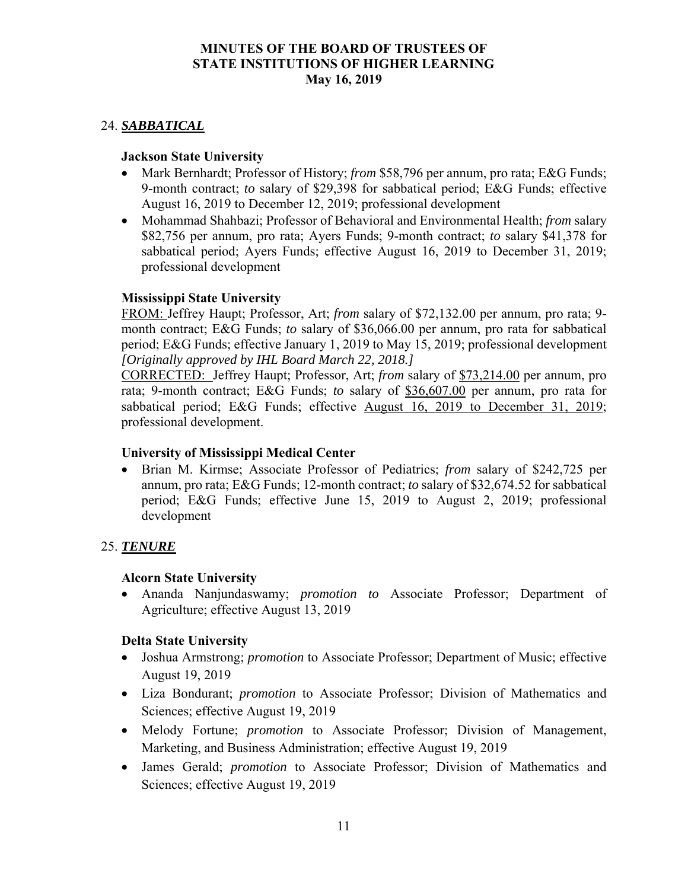# MINUTES OF THE BOARD OF TRUSTEES OF STATE INSTITUTIONS OF HIGHER LEARNING
## May 16, 2019

## 24. ***SABBATICAL***

**Jackson State University**

- Mark Bernhardt; Professor of History; *from* $58,796 per annum, pro rata; E&G Funds; 9-month contract; *to* salary of $29,398 for sabbatical period; E&G Funds; effective August 16, 2019 to December 12, 2019; professional development
- Mohammad Shahbazi; Professor of Behavioral and Environmental Health; *from* salary $82,756 per annum, pro rata; Ayers Funds; 9-month contract; *to* salary $41,378 for sabbatical period; Ayers Funds; effective August 16, 2019 to December 31, 2019; professional development

**Mississippi State University**

<u>FROM:</u> Jeffrey Haupt; Professor, Art; *from* salary of $72,132.00 per annum, pro rata; 9-month contract; E&G Funds; *to* salary of $36,066.00 per annum, pro rata for sabbatical period; E&G Funds; effective January 1, 2019 to May 15, 2019; professional development *[Originally approved by IHL Board March 22, 2018.]*

<u>CORRECTED:</u> Jeffrey Haupt; Professor, Art; *from* salary of <u>$73,214.00</u> per annum, pro rata; 9-month contract; E&G Funds; *to* salary of <u>$36,607.00</u> per annum, pro rata for sabbatical period; E&G Funds; effective <u>August 16, 2019 to December 31, 2019</u>; professional development.

**University of Mississippi Medical Center**

- Brian M. Kirmse; Associate Professor of Pediatrics; *from* salary of $242,725 per annum, pro rata; E&G Funds; 12-month contract; *to* salary of $32,674.52 for sabbatical period; E&G Funds; effective June 15, 2019 to August 2, 2019; professional development

## 25. ***TENURE***

**Alcorn State University**

- Ananda Nanjundaswamy; *promotion to* Associate Professor; Department of Agriculture; effective August 13, 2019

**Delta State University**

- Joshua Armstrong; *promotion* to Associate Professor; Department of Music; effective August 19, 2019
- Liza Bondurant; *promotion* to Associate Professor; Division of Mathematics and Sciences; effective August 19, 2019
- Melody Fortune; *promotion* to Associate Professor; Division of Management, Marketing, and Business Administration; effective August 19, 2019
- James Gerald; *promotion* to Associate Professor; Division of Mathematics and Sciences; effective August 19, 2019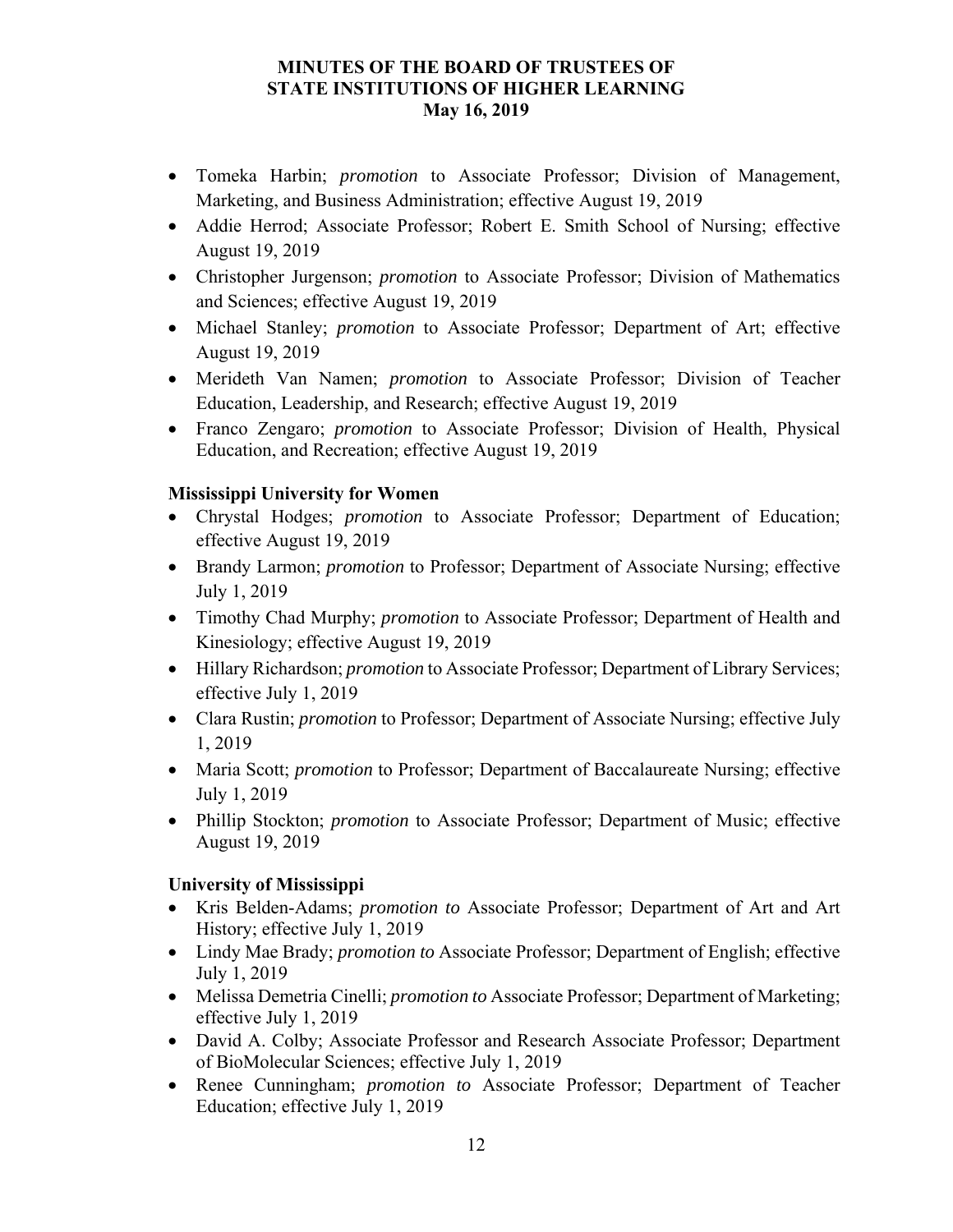- Tomeka Harbin; *promotion* to Associate Professor; Division of Management, Marketing, and Business Administration; effective August 19, 2019
- Addie Herrod; Associate Professor; Robert E. Smith School of Nursing; effective August 19, 2019
- Christopher Jurgenson; *promotion* to Associate Professor; Division of Mathematics and Sciences; effective August 19, 2019
- Michael Stanley; *promotion* to Associate Professor; Department of Art; effective August 19, 2019
- Merideth Van Namen; *promotion* to Associate Professor; Division of Teacher Education, Leadership, and Research; effective August 19, 2019
- Franco Zengaro; *promotion* to Associate Professor; Division of Health, Physical Education, and Recreation; effective August 19, 2019

**Mississippi University for Women**

- Chrystal Hodges; *promotion* to Associate Professor; Department of Education; effective August 19, 2019
- Brandy Larmon; *promotion* to Professor; Department of Associate Nursing; effective July 1, 2019
- Timothy Chad Murphy; *promotion* to Associate Professor; Department of Health and Kinesiology; effective August 19, 2019
- Hillary Richardson; *promotion* to Associate Professor; Department of Library Services; effective July 1, 2019
- Clara Rustin; *promotion* to Professor; Department of Associate Nursing; effective July 1, 2019
- Maria Scott; *promotion* to Professor; Department of Baccalaureate Nursing; effective July 1, 2019
- Phillip Stockton; *promotion* to Associate Professor; Department of Music; effective August 19, 2019

**University of Mississippi**

- Kris Belden-Adams; *promotion to* Associate Professor; Department of Art and Art History; effective July 1, 2019
- Lindy Mae Brady; *promotion to* Associate Professor; Department of English; effective July 1, 2019
- Melissa Demetria Cinelli; *promotion to* Associate Professor; Department of Marketing; effective July 1, 2019
- David A. Colby; Associate Professor and Research Associate Professor; Department of BioMolecular Sciences; effective July 1, 2019
- Renee Cunningham; *promotion to* Associate Professor; Department of Teacher Education; effective July 1, 2019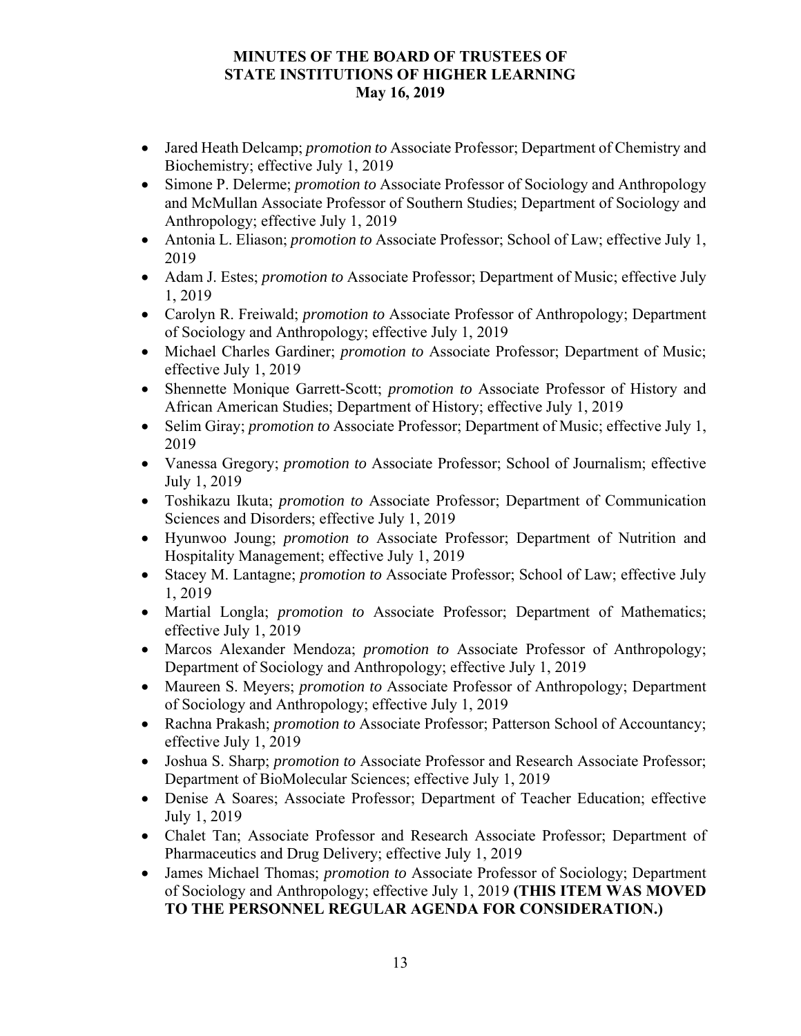- Jared Heath Delcamp; *promotion to* Associate Professor; Department of Chemistry and Biochemistry; effective July 1, 2019
- Simone P. Delerme; *promotion to* Associate Professor of Sociology and Anthropology and McMullan Associate Professor of Southern Studies; Department of Sociology and Anthropology; effective July 1, 2019
- Antonia L. Eliason; *promotion to* Associate Professor; School of Law; effective July 1, 2019
- Adam J. Estes; *promotion to* Associate Professor; Department of Music; effective July 1, 2019
- Carolyn R. Freiwald; *promotion to* Associate Professor of Anthropology; Department of Sociology and Anthropology; effective July 1, 2019
- Michael Charles Gardiner; *promotion to* Associate Professor; Department of Music; effective July 1, 2019
- Shennette Monique Garrett-Scott; *promotion to* Associate Professor of History and African American Studies; Department of History; effective July 1, 2019
- Selim Giray; *promotion to* Associate Professor; Department of Music; effective July 1, 2019
- Vanessa Gregory; *promotion to* Associate Professor; School of Journalism; effective July 1, 2019
- Toshikazu Ikuta; *promotion to* Associate Professor; Department of Communication Sciences and Disorders; effective July 1, 2019
- Hyunwoo Joung; *promotion to* Associate Professor; Department of Nutrition and Hospitality Management; effective July 1, 2019
- Stacey M. Lantagne; *promotion to* Associate Professor; School of Law; effective July 1, 2019
- Martial Longla; *promotion to* Associate Professor; Department of Mathematics; effective July 1, 2019
- Marcos Alexander Mendoza; *promotion to* Associate Professor of Anthropology; Department of Sociology and Anthropology; effective July 1, 2019
- Maureen S. Meyers; *promotion to* Associate Professor of Anthropology; Department of Sociology and Anthropology; effective July 1, 2019
- Rachna Prakash; *promotion to* Associate Professor; Patterson School of Accountancy; effective July 1, 2019
- Joshua S. Sharp; *promotion to* Associate Professor and Research Associate Professor; Department of BioMolecular Sciences; effective July 1, 2019
- Denise A Soares; Associate Professor; Department of Teacher Education; effective July 1, 2019
- Chalet Tan; Associate Professor and Research Associate Professor; Department of Pharmaceutics and Drug Delivery; effective July 1, 2019
- James Michael Thomas; *promotion to* Associate Professor of Sociology; Department of Sociology and Anthropology; effective July 1, 2019 **(THIS ITEM WAS MOVED TO THE PERSONNEL REGULAR AGENDA FOR CONSIDERATION.)**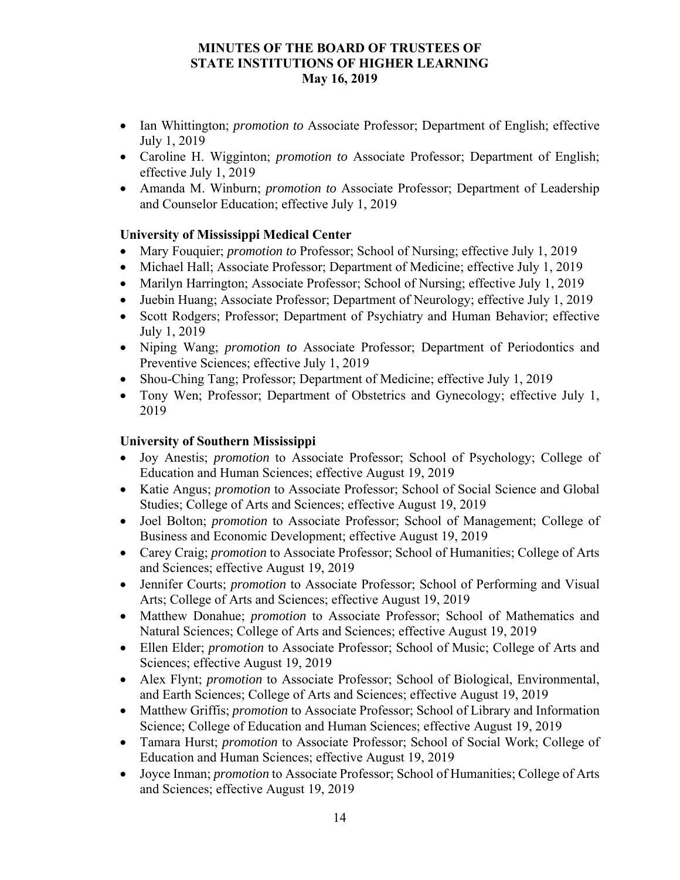- Ian Whittington; *promotion to* Associate Professor; Department of English; effective July 1, 2019
- Caroline H. Wigginton; *promotion to* Associate Professor; Department of English; effective July 1, 2019
- Amanda M. Winburn; *promotion to* Associate Professor; Department of Leadership and Counselor Education; effective July 1, 2019

**University of Mississippi Medical Center**

- Mary Fouquier; *promotion to* Professor; School of Nursing; effective July 1, 2019
- Michael Hall; Associate Professor; Department of Medicine; effective July 1, 2019
- Marilyn Harrington; Associate Professor; School of Nursing; effective July 1, 2019
- Juebin Huang; Associate Professor; Department of Neurology; effective July 1, 2019
- Scott Rodgers; Professor; Department of Psychiatry and Human Behavior; effective July 1, 2019
- Niping Wang; *promotion to* Associate Professor; Department of Periodontics and Preventive Sciences; effective July 1, 2019
- Shou-Ching Tang; Professor; Department of Medicine; effective July 1, 2019
- Tony Wen; Professor; Department of Obstetrics and Gynecology; effective July 1, 2019

**University of Southern Mississippi**

- Joy Anestis; *promotion* to Associate Professor; School of Psychology; College of Education and Human Sciences; effective August 19, 2019
- Katie Angus; *promotion* to Associate Professor; School of Social Science and Global Studies; College of Arts and Sciences; effective August 19, 2019
- Joel Bolton; *promotion* to Associate Professor; School of Management; College of Business and Economic Development; effective August 19, 2019
- Carey Craig; *promotion* to Associate Professor; School of Humanities; College of Arts and Sciences; effective August 19, 2019
- Jennifer Courts; *promotion* to Associate Professor; School of Performing and Visual Arts; College of Arts and Sciences; effective August 19, 2019
- Matthew Donahue; *promotion* to Associate Professor; School of Mathematics and Natural Sciences; College of Arts and Sciences; effective August 19, 2019
- Ellen Elder; *promotion* to Associate Professor; School of Music; College of Arts and Sciences; effective August 19, 2019
- Alex Flynt; *promotion* to Associate Professor; School of Biological, Environmental, and Earth Sciences; College of Arts and Sciences; effective August 19, 2019
- Matthew Griffis; *promotion* to Associate Professor; School of Library and Information Science; College of Education and Human Sciences; effective August 19, 2019
- Tamara Hurst; *promotion* to Associate Professor; School of Social Work; College of Education and Human Sciences; effective August 19, 2019
- Joyce Inman; *promotion* to Associate Professor; School of Humanities; College of Arts and Sciences; effective August 19, 2019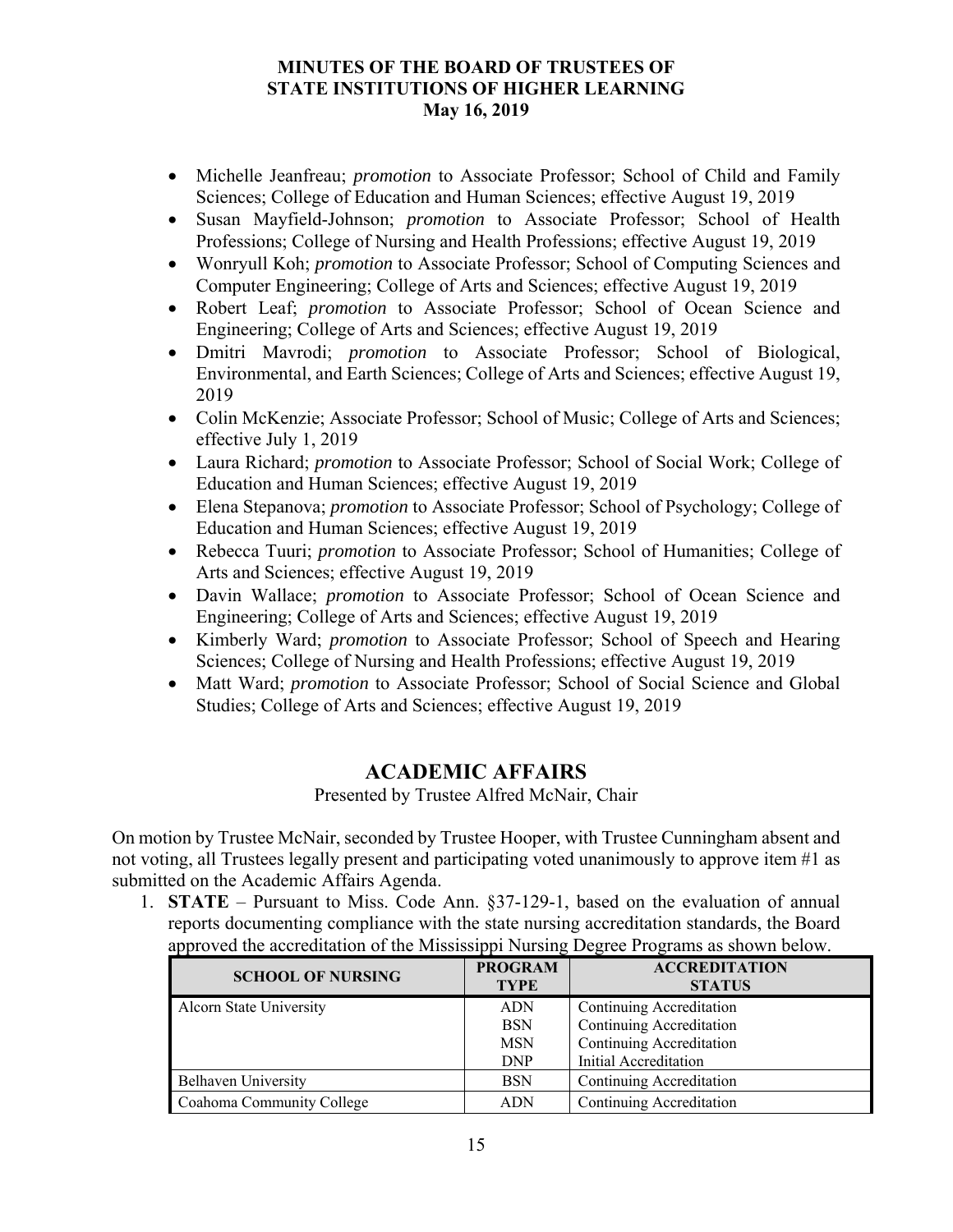- Michelle Jeanfreau; *promotion* to Associate Professor; School of Child and Family Sciences; College of Education and Human Sciences; effective August 19, 2019
- Susan Mayfield-Johnson; *promotion* to Associate Professor; School of Health Professions; College of Nursing and Health Professions; effective August 19, 2019
- Wonryull Koh; *promotion* to Associate Professor; School of Computing Sciences and Computer Engineering; College of Arts and Sciences; effective August 19, 2019
- Robert Leaf; *promotion* to Associate Professor; School of Ocean Science and Engineering; College of Arts and Sciences; effective August 19, 2019
- Dmitri Mavrodi; *promotion* to Associate Professor; School of Biological, Environmental, and Earth Sciences; College of Arts and Sciences; effective August 19, 2019
- Colin McKenzie; Associate Professor; School of Music; College of Arts and Sciences; effective July 1, 2019
- Laura Richard; *promotion* to Associate Professor; School of Social Work; College of Education and Human Sciences; effective August 19, 2019
- Elena Stepanova; *promotion* to Associate Professor; School of Psychology; College of Education and Human Sciences; effective August 19, 2019
- Rebecca Tuuri; *promotion* to Associate Professor; School of Humanities; College of Arts and Sciences; effective August 19, 2019
- Davin Wallace; *promotion* to Associate Professor; School of Ocean Science and Engineering; College of Arts and Sciences; effective August 19, 2019
- Kimberly Ward; *promotion* to Associate Professor; School of Speech and Hearing Sciences; College of Nursing and Health Professions; effective August 19, 2019
- Matt Ward; *promotion* to Associate Professor; School of Social Science and Global Studies; College of Arts and Sciences; effective August 19, 2019

## ACADEMIC AFFAIRS

Presented by Trustee Alfred McNair, Chair

On motion by Trustee McNair, seconded by Trustee Hooper, with Trustee Cunningham absent and not voting, all Trustees legally present and participating voted unanimously to approve item #1 as submitted on the Academic Affairs Agenda.

1. **STATE** – Pursuant to Miss. Code Ann. §37-129-1, based on the evaluation of annual reports documenting compliance with the state nursing accreditation standards, the Board approved the accreditation of the Mississippi Nursing Degree Programs as shown below.

| SCHOOL OF NURSING | PROGRAM TYPE | ACCREDITATION STATUS |
|---|---|---|
| Alcorn State University | ADN | Continuing Accreditation |
| | BSN | Continuing Accreditation |
| | MSN | Continuing Accreditation |
| | DNP | Initial Accreditation |
| Belhaven University | BSN | Continuing Accreditation |
| Coahoma Community College | ADN | Continuing Accreditation |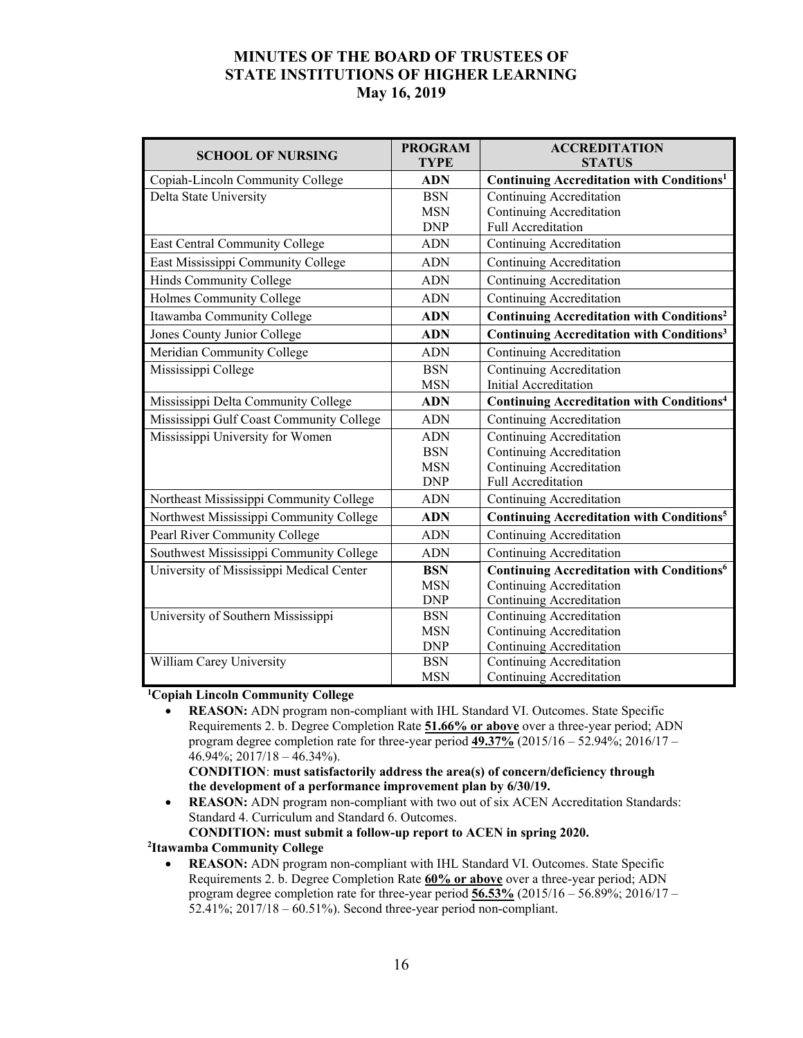# MINUTES OF THE BOARD OF TRUSTEES OF STATE INSTITUTIONS OF HIGHER LEARNING

## May 16, 2019

| SCHOOL OF NURSING | PROGRAM TYPE | ACCREDITATION STATUS |
|---|---|---|
| Copiah-Lincoln Community College | **ADN** | **Continuing Accreditation with Conditions[1]** |
| Delta State University | BSN<br>MSN<br>DNP | Continuing Accreditation<br>Continuing Accreditation<br>Full Accreditation |
| East Central Community College | ADN | Continuing Accreditation |
| East Mississippi Community College | ADN | Continuing Accreditation |
| Hinds Community College | ADN | Continuing Accreditation |
| Holmes Community College | ADN | Continuing Accreditation |
| Itawamba Community College | **ADN** | **Continuing Accreditation with Conditions[2]** |
| Jones County Junior College | **ADN** | **Continuing Accreditation with Conditions[3]** |
| Meridian Community College | ADN | Continuing Accreditation |
| Mississippi College | BSN<br>MSN | Continuing Accreditation<br>Initial Accreditation |
| Mississippi Delta Community College | **ADN** | **Continuing Accreditation with Conditions[4]** |
| Mississippi Gulf Coast Community College | ADN | Continuing Accreditation |
| Mississippi University for Women | ADN<br>BSN<br>MSN<br>DNP | Continuing Accreditation<br>Continuing Accreditation<br>Continuing Accreditation<br>Full Accreditation |
| Northeast Mississippi Community College | ADN | Continuing Accreditation |
| Northwest Mississippi Community College | **ADN** | **Continuing Accreditation with Conditions[5]** |
| Pearl River Community College | ADN | Continuing Accreditation |
| Southwest Mississippi Community College | ADN | Continuing Accreditation |
| University of Mississippi Medical Center | **BSN**<br>MSN<br>DNP | **Continuing Accreditation with Conditions[6]**<br>Continuing Accreditation<br>Continuing Accreditation |
| University of Southern Mississippi | BSN<br>MSN<br>DNP | Continuing Accreditation<br>Continuing Accreditation<br>Continuing Accreditation |
| William Carey University | BSN<br>MSN | Continuing Accreditation<br>Continuing Accreditation |

**[1]Copiah Lincoln Community College**

- **REASON:** ADN program non-compliant with IHL Standard VI. Outcomes. State Specific Requirements 2. b. Degree Completion Rate **51.66% or above** over a three-year period; ADN program degree completion rate for three-year period **49.37%** (2015/16 – 52.94%; 2016/17 – 46.94%; 2017/18 – 46.34%).
  **CONDITION**: **must satisfactorily address the area(s) of concern/deficiency through the development of a performance improvement plan by 6/30/19.**
- **REASON:** ADN program non-compliant with two out of six ACEN Accreditation Standards: Standard 4. Curriculum and Standard 6. Outcomes.
  **CONDITION: must submit a follow-up report to ACEN in spring 2020.**

**[2]Itawamba Community College**

- **REASON:** ADN program non-compliant with IHL Standard VI. Outcomes. State Specific Requirements 2. b. Degree Completion Rate **60% or above** over a three-year period; ADN program degree completion rate for three-year period **56.53%** (2015/16 – 56.89%; 2016/17 – 52.41%; 2017/18 – 60.51%). Second three-year period non-compliant.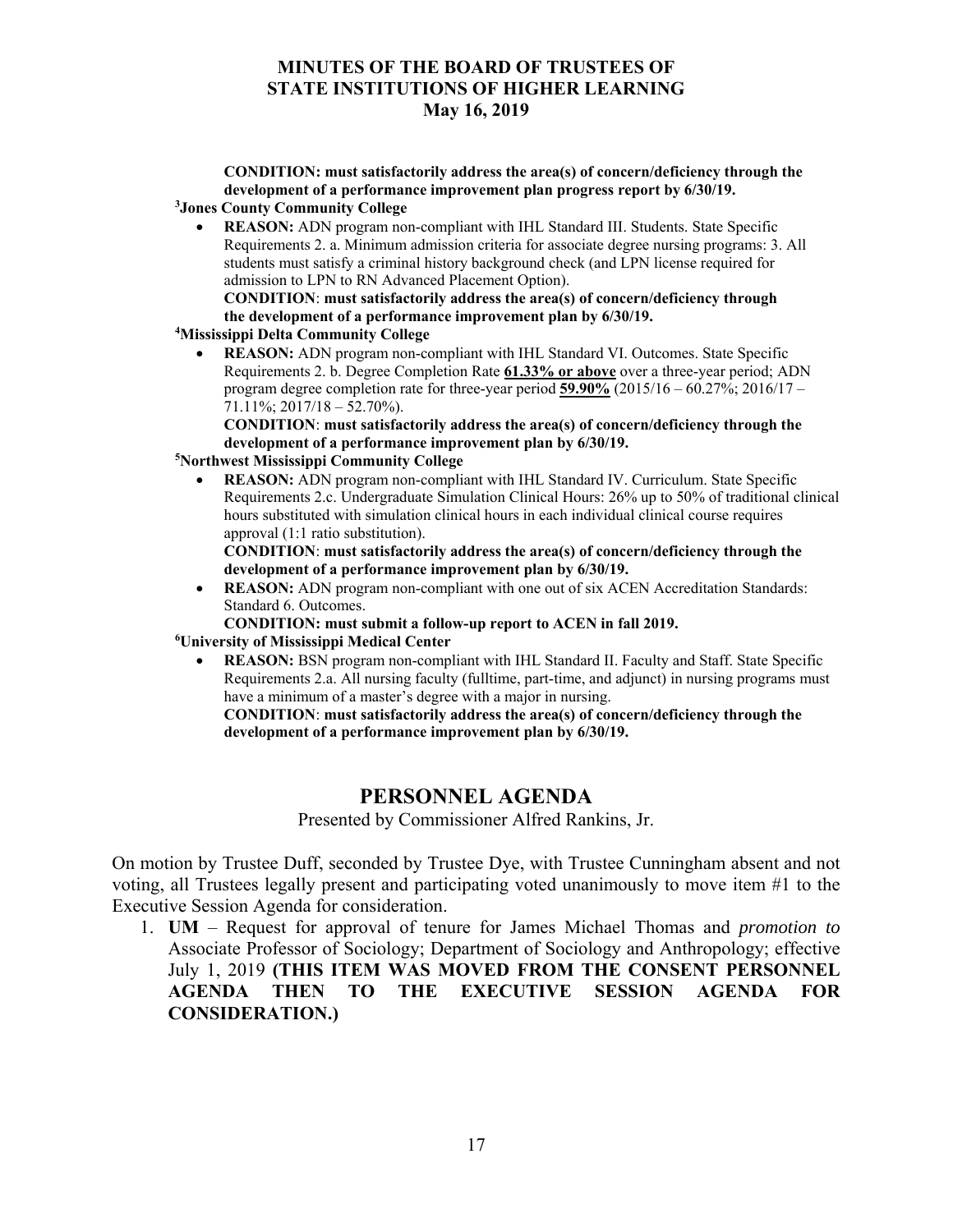**CONDITION: must satisfactorily address the area(s) of concern/deficiency through the development of a performance improvement plan progress report by 6/30/19.**

[3]**Jones County Community College**

- **REASON:** ADN program non-compliant with IHL Standard III. Students. State Specific Requirements 2. a. Minimum admission criteria for associate degree nursing programs: 3. All students must satisfy a criminal history background check (and LPN license required for admission to LPN to RN Advanced Placement Option).
  **CONDITION**: **must satisfactorily address the area(s) of concern/deficiency through the development of a performance improvement plan by 6/30/19.**

[4]**Mississippi Delta Community College**

- **REASON:** ADN program non-compliant with IHL Standard VI. Outcomes. State Specific Requirements 2. b. Degree Completion Rate **61.33% or above** over a three-year period; ADN program degree completion rate for three-year period **59.90%** (2015/16 – 60.27%; 2016/17 – 71.11%; 2017/18 – 52.70%).
  **CONDITION**: **must satisfactorily address the area(s) of concern/deficiency through the development of a performance improvement plan by 6/30/19.**

[5]**Northwest Mississippi Community College**

- **REASON:** ADN program non-compliant with IHL Standard IV. Curriculum. State Specific Requirements 2.c. Undergraduate Simulation Clinical Hours: 26% up to 50% of traditional clinical hours substituted with simulation clinical hours in each individual clinical course requires approval (1:1 ratio substitution).
  **CONDITION**: **must satisfactorily address the area(s) of concern/deficiency through the development of a performance improvement plan by 6/30/19.**
- **REASON:** ADN program non-compliant with one out of six ACEN Accreditation Standards: Standard 6. Outcomes.
  **CONDITION: must submit a follow-up report to ACEN in fall 2019.**

[6]**University of Mississippi Medical Center**

- **REASON:** BSN program non-compliant with IHL Standard II. Faculty and Staff. State Specific Requirements 2.a. All nursing faculty (fulltime, part-time, and adjunct) in nursing programs must have a minimum of a master's degree with a major in nursing.
  **CONDITION**: **must satisfactorily address the area(s) of concern/deficiency through the development of a performance improvement plan by 6/30/19.**

## PERSONNEL AGENDA

Presented by Commissioner Alfred Rankins, Jr.

On motion by Trustee Duff, seconded by Trustee Dye, with Trustee Cunningham absent and not voting, all Trustees legally present and participating voted unanimously to move item #1 to the Executive Session Agenda for consideration.

1. **UM** – Request for approval of tenure for James Michael Thomas and *promotion to* Associate Professor of Sociology; Department of Sociology and Anthropology; effective July 1, 2019 **(THIS ITEM WAS MOVED FROM THE CONSENT PERSONNEL AGENDA THEN TO THE EXECUTIVE SESSION AGENDA FOR CONSIDERATION.)**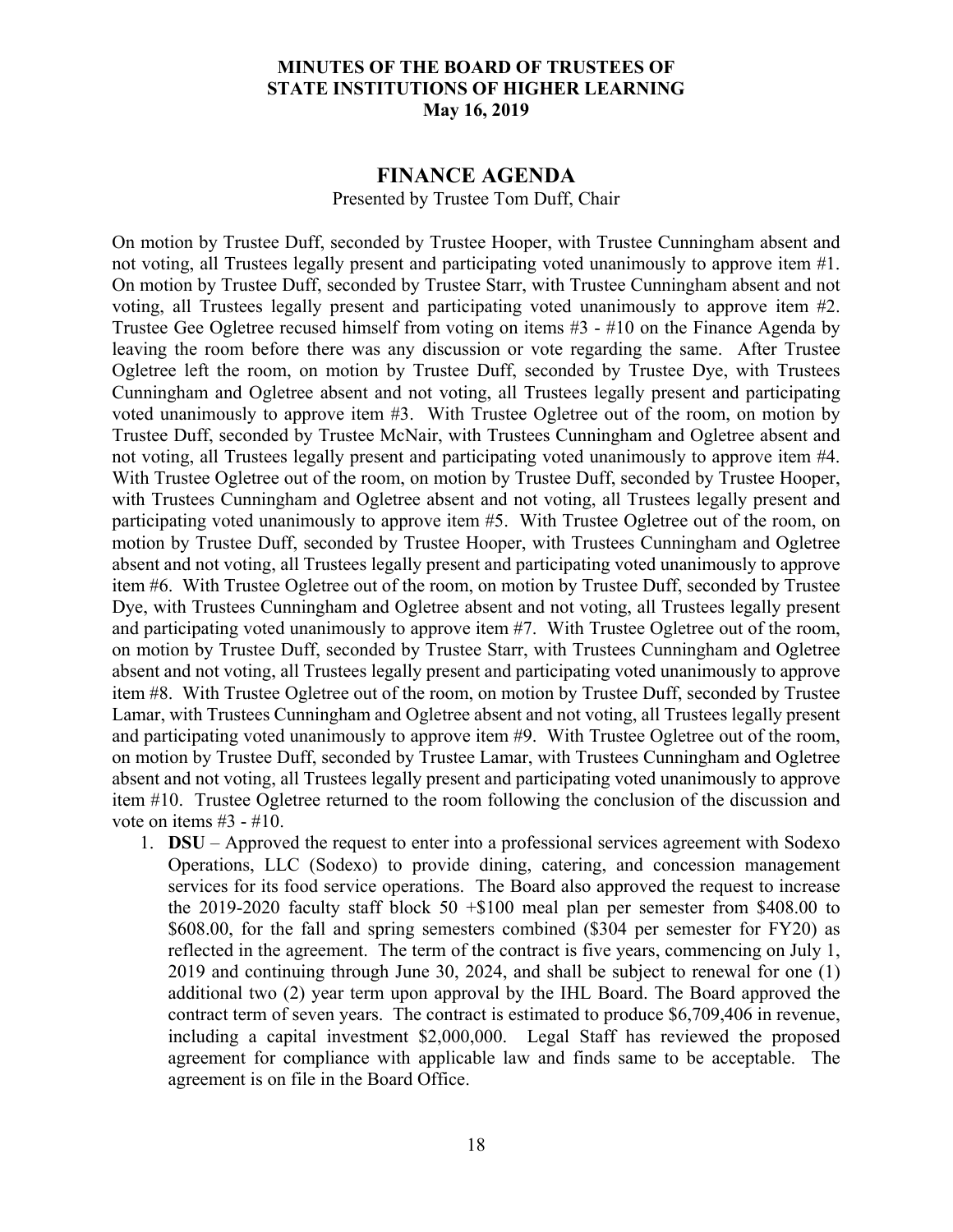**MINUTES OF THE BOARD OF TRUSTEES OF STATE INSTITUTIONS OF HIGHER LEARNING May 16, 2019**

## FINANCE AGENDA

Presented by Trustee Tom Duff, Chair

On motion by Trustee Duff, seconded by Trustee Hooper, with Trustee Cunningham absent and not voting, all Trustees legally present and participating voted unanimously to approve item #1. On motion by Trustee Duff, seconded by Trustee Starr, with Trustee Cunningham absent and not voting, all Trustees legally present and participating voted unanimously to approve item #2. Trustee Gee Ogletree recused himself from voting on items #3 - #10 on the Finance Agenda by leaving the room before there was any discussion or vote regarding the same. After Trustee Ogletree left the room, on motion by Trustee Duff, seconded by Trustee Dye, with Trustees Cunningham and Ogletree absent and not voting, all Trustees legally present and participating voted unanimously to approve item #3. With Trustee Ogletree out of the room, on motion by Trustee Duff, seconded by Trustee McNair, with Trustees Cunningham and Ogletree absent and not voting, all Trustees legally present and participating voted unanimously to approve item #4. With Trustee Ogletree out of the room, on motion by Trustee Duff, seconded by Trustee Hooper, with Trustees Cunningham and Ogletree absent and not voting, all Trustees legally present and participating voted unanimously to approve item #5. With Trustee Ogletree out of the room, on motion by Trustee Duff, seconded by Trustee Hooper, with Trustees Cunningham and Ogletree absent and not voting, all Trustees legally present and participating voted unanimously to approve item #6. With Trustee Ogletree out of the room, on motion by Trustee Duff, seconded by Trustee Dye, with Trustees Cunningham and Ogletree absent and not voting, all Trustees legally present and participating voted unanimously to approve item #7. With Trustee Ogletree out of the room, on motion by Trustee Duff, seconded by Trustee Starr, with Trustees Cunningham and Ogletree absent and not voting, all Trustees legally present and participating voted unanimously to approve item #8. With Trustee Ogletree out of the room, on motion by Trustee Duff, seconded by Trustee Lamar, with Trustees Cunningham and Ogletree absent and not voting, all Trustees legally present and participating voted unanimously to approve item #9. With Trustee Ogletree out of the room, on motion by Trustee Duff, seconded by Trustee Lamar, with Trustees Cunningham and Ogletree absent and not voting, all Trustees legally present and participating voted unanimously to approve item #10. Trustee Ogletree returned to the room following the conclusion of the discussion and vote on items #3 - #10.

1. **DSU** – Approved the request to enter into a professional services agreement with Sodexo Operations, LLC (Sodexo) to provide dining, catering, and concession management services for its food service operations. The Board also approved the request to increase the 2019-2020 faculty staff block 50 +$100 meal plan per semester from $408.00 to $608.00, for the fall and spring semesters combined ($304 per semester for FY20) as reflected in the agreement. The term of the contract is five years, commencing on July 1, 2019 and continuing through June 30, 2024, and shall be subject to renewal for one (1) additional two (2) year term upon approval by the IHL Board. The Board approved the contract term of seven years. The contract is estimated to produce $6,709,406 in revenue, including a capital investment $2,000,000. Legal Staff has reviewed the proposed agreement for compliance with applicable law and finds same to be acceptable. The agreement is on file in the Board Office.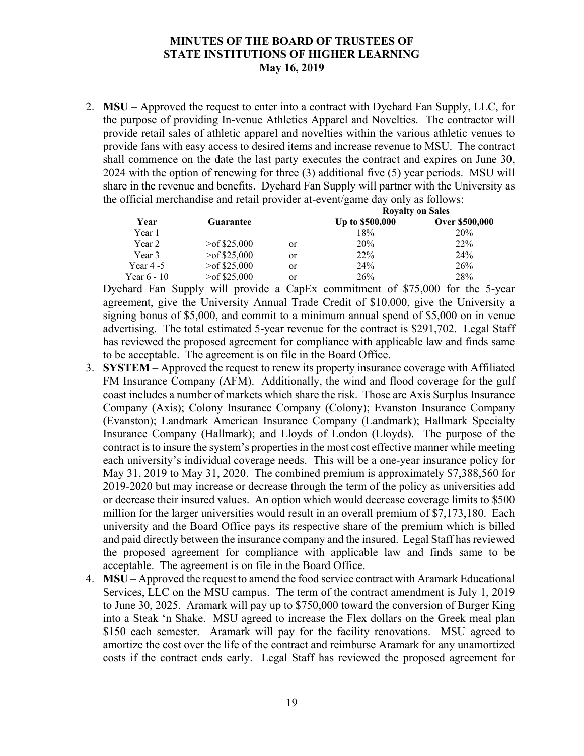2. **MSU** – Approved the request to enter into a contract with Dyehard Fan Supply, LLC, for the purpose of providing In-venue Athletics Apparel and Novelties. The contractor will provide retail sales of athletic apparel and novelties within the various athletic venues to provide fans with easy access to desired items and increase revenue to MSU. The contract shall commence on the date the last party executes the contract and expires on June 30, 2024 with the option of renewing for three (3) additional five (5) year periods. MSU will share in the revenue and benefits. Dyehard Fan Supply will partner with the University as the official merchandise and retail provider at-event/game day only as follows:

| | | | Royalty on Sales | |
|---|---|---|---|---|
| **Year** | **Guarantee** | | **Up to $500,000** | **Over $500,000** |
| Year 1 | | | 18% | 20% |
| Year 2 | >of $25,000 | or | 20% | 22% |
| Year 3 | >of $25,000 | or | 22% | 24% |
| Year 4 -5 | >of $25,000 | or | 24% | 26% |
| Year 6 - 10 | >of $25,000 | or | 26% | 28% |

Dyehard Fan Supply will provide a CapEx commitment of $75,000 for the 5-year agreement, give the University Annual Trade Credit of $10,000, give the University a signing bonus of $5,000, and commit to a minimum annual spend of $5,000 on in venue advertising. The total estimated 5-year revenue for the contract is $291,702. Legal Staff has reviewed the proposed agreement for compliance with applicable law and finds same to be acceptable. The agreement is on file in the Board Office.

3. **SYSTEM** – Approved the request to renew its property insurance coverage with Affiliated FM Insurance Company (AFM). Additionally, the wind and flood coverage for the gulf coast includes a number of markets which share the risk. Those are Axis Surplus Insurance Company (Axis); Colony Insurance Company (Colony); Evanston Insurance Company (Evanston); Landmark American Insurance Company (Landmark); Hallmark Specialty Insurance Company (Hallmark); and Lloyds of London (Lloyds). The purpose of the contract is to insure the system's properties in the most cost effective manner while meeting each university's individual coverage needs. This will be a one-year insurance policy for May 31, 2019 to May 31, 2020. The combined premium is approximately $7,388,560 for 2019-2020 but may increase or decrease through the term of the policy as universities add or decrease their insured values. An option which would decrease coverage limits to $500 million for the larger universities would result in an overall premium of $7,173,180. Each university and the Board Office pays its respective share of the premium which is billed and paid directly between the insurance company and the insured. Legal Staff has reviewed the proposed agreement for compliance with applicable law and finds same to be acceptable. The agreement is on file in the Board Office.

4. **MSU** – Approved the request to amend the food service contract with Aramark Educational Services, LLC on the MSU campus. The term of the contract amendment is July 1, 2019 to June 30, 2025. Aramark will pay up to $750,000 toward the conversion of Burger King into a Steak 'n Shake. MSU agreed to increase the Flex dollars on the Greek meal plan $150 each semester. Aramark will pay for the facility renovations. MSU agreed to amortize the cost over the life of the contract and reimburse Aramark for any unamortized costs if the contract ends early. Legal Staff has reviewed the proposed agreement for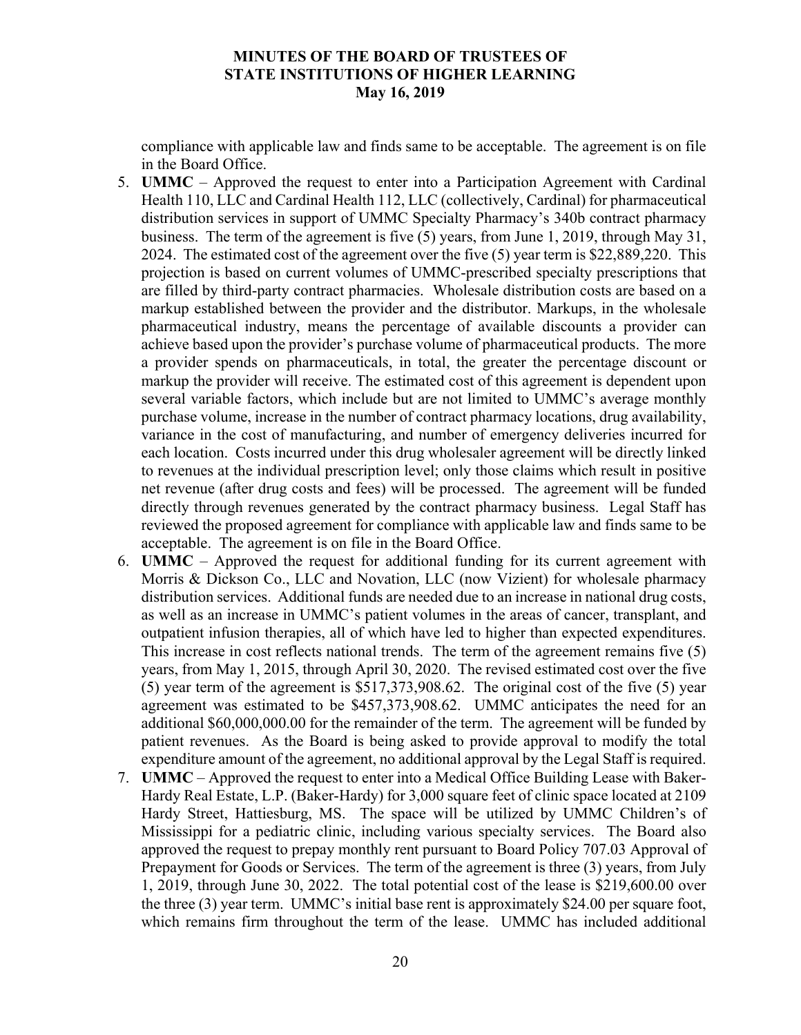compliance with applicable law and finds same to be acceptable. The agreement is on file in the Board Office.

5. **UMMC** – Approved the request to enter into a Participation Agreement with Cardinal Health 110, LLC and Cardinal Health 112, LLC (collectively, Cardinal) for pharmaceutical distribution services in support of UMMC Specialty Pharmacy's 340b contract pharmacy business. The term of the agreement is five (5) years, from June 1, 2019, through May 31, 2024. The estimated cost of the agreement over the five (5) year term is $22,889,220. This projection is based on current volumes of UMMC-prescribed specialty prescriptions that are filled by third-party contract pharmacies. Wholesale distribution costs are based on a markup established between the provider and the distributor. Markups, in the wholesale pharmaceutical industry, means the percentage of available discounts a provider can achieve based upon the provider's purchase volume of pharmaceutical products. The more a provider spends on pharmaceuticals, in total, the greater the percentage discount or markup the provider will receive. The estimated cost of this agreement is dependent upon several variable factors, which include but are not limited to UMMC's average monthly purchase volume, increase in the number of contract pharmacy locations, drug availability, variance in the cost of manufacturing, and number of emergency deliveries incurred for each location. Costs incurred under this drug wholesaler agreement will be directly linked to revenues at the individual prescription level; only those claims which result in positive net revenue (after drug costs and fees) will be processed. The agreement will be funded directly through revenues generated by the contract pharmacy business. Legal Staff has reviewed the proposed agreement for compliance with applicable law and finds same to be acceptable. The agreement is on file in the Board Office.
6. **UMMC** – Approved the request for additional funding for its current agreement with Morris & Dickson Co., LLC and Novation, LLC (now Vizient) for wholesale pharmacy distribution services. Additional funds are needed due to an increase in national drug costs, as well as an increase in UMMC's patient volumes in the areas of cancer, transplant, and outpatient infusion therapies, all of which have led to higher than expected expenditures. This increase in cost reflects national trends. The term of the agreement remains five (5) years, from May 1, 2015, through April 30, 2020. The revised estimated cost over the five (5) year term of the agreement is $517,373,908.62. The original cost of the five (5) year agreement was estimated to be $457,373,908.62. UMMC anticipates the need for an additional $60,000,000.00 for the remainder of the term. The agreement will be funded by patient revenues. As the Board is being asked to provide approval to modify the total expenditure amount of the agreement, no additional approval by the Legal Staff is required.
7. **UMMC** – Approved the request to enter into a Medical Office Building Lease with Baker-Hardy Real Estate, L.P. (Baker-Hardy) for 3,000 square feet of clinic space located at 2109 Hardy Street, Hattiesburg, MS. The space will be utilized by UMMC Children's of Mississippi for a pediatric clinic, including various specialty services. The Board also approved the request to prepay monthly rent pursuant to Board Policy 707.03 Approval of Prepayment for Goods or Services. The term of the agreement is three (3) years, from July 1, 2019, through June 30, 2022. The total potential cost of the lease is $219,600.00 over the three (3) year term. UMMC's initial base rent is approximately $24.00 per square foot, which remains firm throughout the term of the lease. UMMC has included additional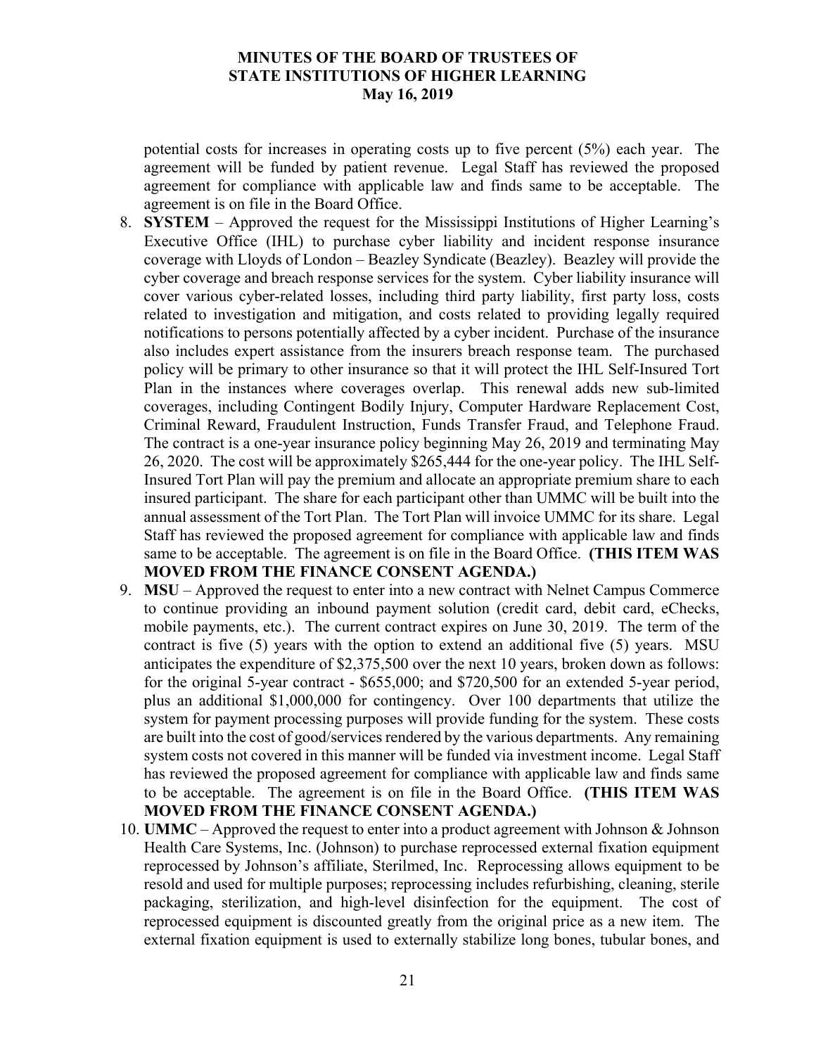potential costs for increases in operating costs up to five percent (5%) each year. The agreement will be funded by patient revenue. Legal Staff has reviewed the proposed agreement for compliance with applicable law and finds same to be acceptable. The agreement is on file in the Board Office.

8. **SYSTEM** – Approved the request for the Mississippi Institutions of Higher Learning's Executive Office (IHL) to purchase cyber liability and incident response insurance coverage with Lloyds of London – Beazley Syndicate (Beazley). Beazley will provide the cyber coverage and breach response services for the system. Cyber liability insurance will cover various cyber-related losses, including third party liability, first party loss, costs related to investigation and mitigation, and costs related to providing legally required notifications to persons potentially affected by a cyber incident. Purchase of the insurance also includes expert assistance from the insurers breach response team. The purchased policy will be primary to other insurance so that it will protect the IHL Self-Insured Tort Plan in the instances where coverages overlap. This renewal adds new sub-limited coverages, including Contingent Bodily Injury, Computer Hardware Replacement Cost, Criminal Reward, Fraudulent Instruction, Funds Transfer Fraud, and Telephone Fraud. The contract is a one-year insurance policy beginning May 26, 2019 and terminating May 26, 2020. The cost will be approximately $265,444 for the one-year policy. The IHL Self-Insured Tort Plan will pay the premium and allocate an appropriate premium share to each insured participant. The share for each participant other than UMMC will be built into the annual assessment of the Tort Plan. The Tort Plan will invoice UMMC for its share. Legal Staff has reviewed the proposed agreement for compliance with applicable law and finds same to be acceptable. The agreement is on file in the Board Office. **(THIS ITEM WAS MOVED FROM THE FINANCE CONSENT AGENDA.)**
9. **MSU** – Approved the request to enter into a new contract with Nelnet Campus Commerce to continue providing an inbound payment solution (credit card, debit card, eChecks, mobile payments, etc.). The current contract expires on June 30, 2019. The term of the contract is five (5) years with the option to extend an additional five (5) years. MSU anticipates the expenditure of $2,375,500 over the next 10 years, broken down as follows: for the original 5-year contract - $655,000; and $720,500 for an extended 5-year period, plus an additional $1,000,000 for contingency. Over 100 departments that utilize the system for payment processing purposes will provide funding for the system. These costs are built into the cost of good/services rendered by the various departments. Any remaining system costs not covered in this manner will be funded via investment income. Legal Staff has reviewed the proposed agreement for compliance with applicable law and finds same to be acceptable. The agreement is on file in the Board Office. **(THIS ITEM WAS MOVED FROM THE FINANCE CONSENT AGENDA.)**
10. **UMMC** – Approved the request to enter into a product agreement with Johnson & Johnson Health Care Systems, Inc. (Johnson) to purchase reprocessed external fixation equipment reprocessed by Johnson's affiliate, Sterilmed, Inc. Reprocessing allows equipment to be resold and used for multiple purposes; reprocessing includes refurbishing, cleaning, sterile packaging, sterilization, and high-level disinfection for the equipment. The cost of reprocessed equipment is discounted greatly from the original price as a new item. The external fixation equipment is used to externally stabilize long bones, tubular bones, and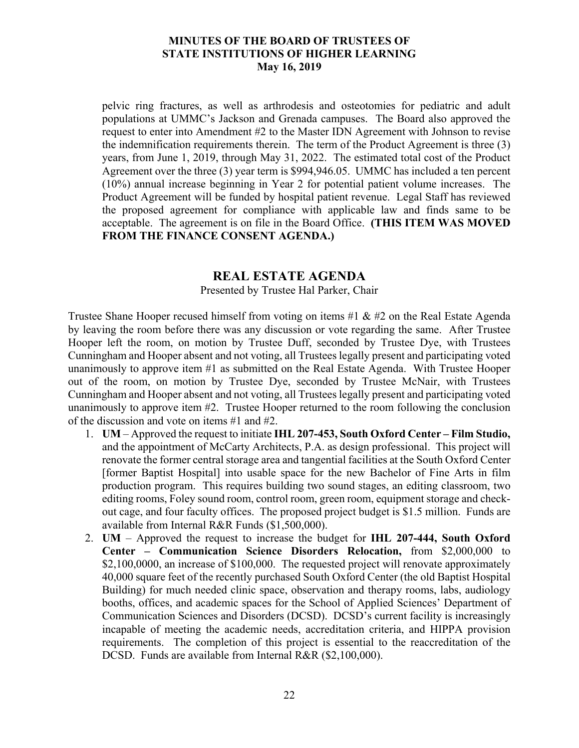pelvic ring fractures, as well as arthrodesis and osteotomies for pediatric and adult populations at UMMC's Jackson and Grenada campuses. The Board also approved the request to enter into Amendment #2 to the Master IDN Agreement with Johnson to revise the indemnification requirements therein. The term of the Product Agreement is three (3) years, from June 1, 2019, through May 31, 2022. The estimated total cost of the Product Agreement over the three (3) year term is $994,946.05. UMMC has included a ten percent (10%) annual increase beginning in Year 2 for potential patient volume increases. The Product Agreement will be funded by hospital patient revenue. Legal Staff has reviewed the proposed agreement for compliance with applicable law and finds same to be acceptable. The agreement is on file in the Board Office. **(THIS ITEM WAS MOVED FROM THE FINANCE CONSENT AGENDA.)**

## REAL ESTATE AGENDA

Presented by Trustee Hal Parker, Chair

Trustee Shane Hooper recused himself from voting on items #1 & #2 on the Real Estate Agenda by leaving the room before there was any discussion or vote regarding the same. After Trustee Hooper left the room, on motion by Trustee Duff, seconded by Trustee Dye, with Trustees Cunningham and Hooper absent and not voting, all Trustees legally present and participating voted unanimously to approve item #1 as submitted on the Real Estate Agenda. With Trustee Hooper out of the room, on motion by Trustee Dye, seconded by Trustee McNair, with Trustees Cunningham and Hooper absent and not voting, all Trustees legally present and participating voted unanimously to approve item #2. Trustee Hooper returned to the room following the conclusion of the discussion and vote on items #1 and #2.

1. **UM** – Approved the request to initiate **IHL 207-453, South Oxford Center – Film Studio,** and the appointment of McCarty Architects, P.A. as design professional. This project will renovate the former central storage area and tangential facilities at the South Oxford Center [former Baptist Hospital] into usable space for the new Bachelor of Fine Arts in film production program. This requires building two sound stages, an editing classroom, two editing rooms, Foley sound room, control room, green room, equipment storage and check-out cage, and four faculty offices. The proposed project budget is $1.5 million. Funds are available from Internal R&R Funds ($1,500,000).
2. **UM** – Approved the request to increase the budget for **IHL 207-444, South Oxford Center – Communication Science Disorders Relocation,** from $2,000,000 to $2,100,0000, an increase of $100,000. The requested project will renovate approximately 40,000 square feet of the recently purchased South Oxford Center (the old Baptist Hospital Building) for much needed clinic space, observation and therapy rooms, labs, audiology booths, offices, and academic spaces for the School of Applied Sciences' Department of Communication Sciences and Disorders (DCSD). DCSD's current facility is increasingly incapable of meeting the academic needs, accreditation criteria, and HIPPA provision requirements. The completion of this project is essential to the reaccreditation of the DCSD. Funds are available from Internal R&R ($2,100,000).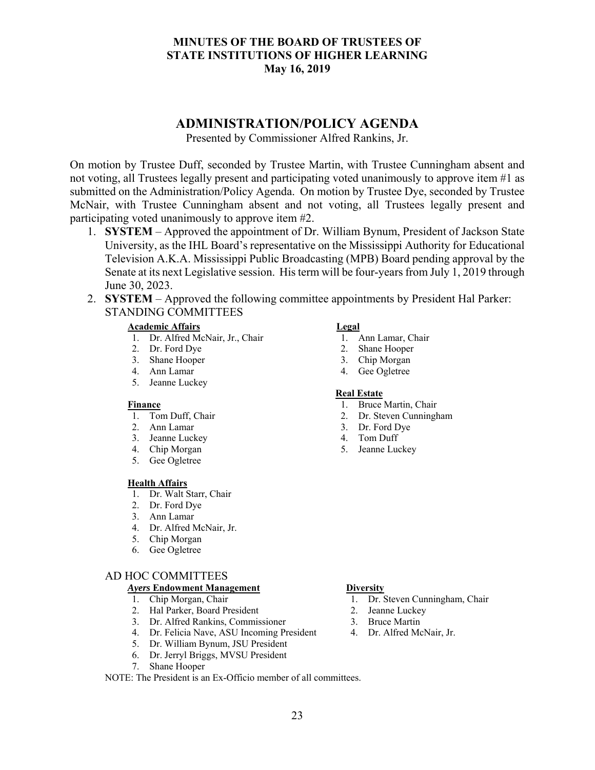**MINUTES OF THE BOARD OF TRUSTEES OF STATE INSTITUTIONS OF HIGHER LEARNING May 16, 2019**

## ADMINISTRATION/POLICY AGENDA

Presented by Commissioner Alfred Rankins, Jr.

On motion by Trustee Duff, seconded by Trustee Martin, with Trustee Cunningham absent and not voting, all Trustees legally present and participating voted unanimously to approve item #1 as submitted on the Administration/Policy Agenda. On motion by Trustee Dye, seconded by Trustee McNair, with Trustee Cunningham absent and not voting, all Trustees legally present and participating voted unanimously to approve item #2.

1. **SYSTEM** – Approved the appointment of Dr. William Bynum, President of Jackson State University, as the IHL Board's representative on the Mississippi Authority for Educational Television A.K.A. Mississippi Public Broadcasting (MPB) Board pending approval by the Senate at its next Legislative session. His term will be four-years from July 1, 2019 through June 30, 2023.
2. **SYSTEM** – Approved the following committee appointments by President Hal Parker:
   STANDING COMMITTEES

   **Academic Affairs**
   1. Dr. Alfred McNair, Jr., Chair
   2. Dr. Ford Dye
   3. Shane Hooper
   4. Ann Lamar
   5. Jeanne Luckey

   **Finance**
   1. Tom Duff, Chair
   2. Ann Lamar
   3. Jeanne Luckey
   4. Chip Morgan
   5. Gee Ogletree

   **Health Affairs**
   1. Dr. Walt Starr, Chair
   2. Dr. Ford Dye
   3. Ann Lamar
   4. Dr. Alfred McNair, Jr.
   5. Chip Morgan
   6. Gee Ogletree

   **Legal**
   1. Ann Lamar, Chair
   2. Shane Hooper
   3. Chip Morgan
   4. Gee Ogletree

   **Real Estate**
   1. Bruce Martin, Chair
   2. Dr. Steven Cunningham
   3. Dr. Ford Dye
   4. Tom Duff
   5. Jeanne Luckey

   AD HOC COMMITTEES

   ***Ayers* Endowment Management**
   1. Chip Morgan, Chair
   2. Hal Parker, Board President
   3. Dr. Alfred Rankins, Commissioner
   4. Dr. Felicia Nave, ASU Incoming President
   5. Dr. William Bynum, JSU President
   6. Dr. Jerryl Briggs, MVSU President
   7. Shane Hooper

   **Diversity**
   1. Dr. Steven Cunningham, Chair
   2. Jeanne Luckey
   3. Bruce Martin
   4. Dr. Alfred McNair, Jr.

NOTE: The President is an Ex-Officio member of all committees.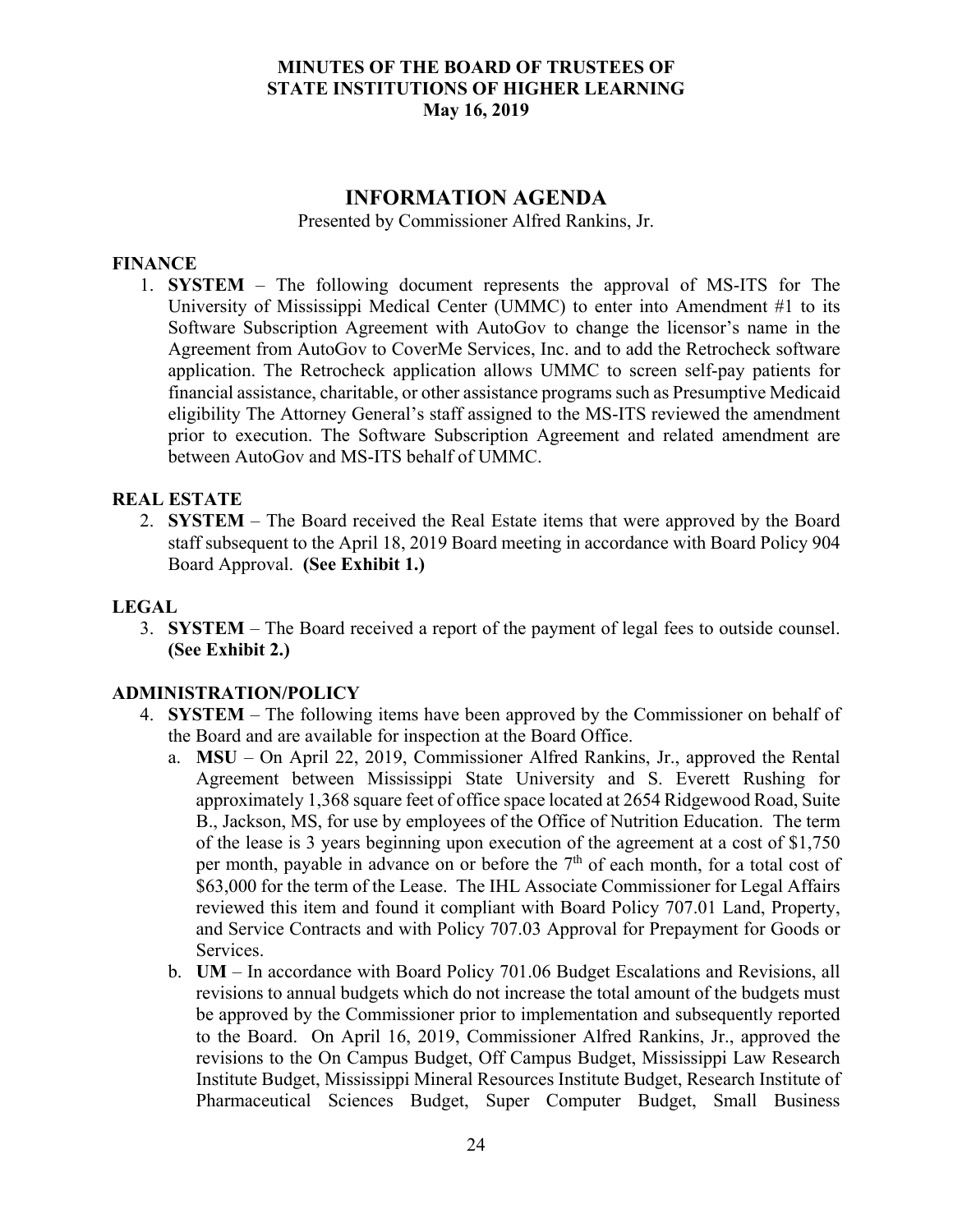**MINUTES OF THE BOARD OF TRUSTEES OF STATE INSTITUTIONS OF HIGHER LEARNING**
**May 16, 2019**

# INFORMATION AGENDA

Presented by Commissioner Alfred Rankins, Jr.

## FINANCE

1. **SYSTEM** – The following document represents the approval of MS-ITS for The University of Mississippi Medical Center (UMMC) to enter into Amendment #1 to its Software Subscription Agreement with AutoGov to change the licensor's name in the Agreement from AutoGov to CoverMe Services, Inc. and to add the Retrocheck software application. The Retrocheck application allows UMMC to screen self-pay patients for financial assistance, charitable, or other assistance programs such as Presumptive Medicaid eligibility The Attorney General's staff assigned to the MS-ITS reviewed the amendment prior to execution. The Software Subscription Agreement and related amendment are between AutoGov and MS-ITS behalf of UMMC.

## REAL ESTATE

2. **SYSTEM** – The Board received the Real Estate items that were approved by the Board staff subsequent to the April 18, 2019 Board meeting in accordance with Board Policy 904 Board Approval. **(See Exhibit 1.)**

## LEGAL

3. **SYSTEM** – The Board received a report of the payment of legal fees to outside counsel. **(See Exhibit 2.)**

## ADMINISTRATION/POLICY

4. **SYSTEM** – The following items have been approved by the Commissioner on behalf of the Board and are available for inspection at the Board Office.
   a. **MSU** – On April 22, 2019, Commissioner Alfred Rankins, Jr., approved the Rental Agreement between Mississippi State University and S. Everett Rushing for approximately 1,368 square feet of office space located at 2654 Ridgewood Road, Suite B., Jackson, MS, for use by employees of the Office of Nutrition Education. The term of the lease is 3 years beginning upon execution of the agreement at a cost of $1,750 per month, payable in advance on or before the 7th of each month, for a total cost of $63,000 for the term of the Lease. The IHL Associate Commissioner for Legal Affairs reviewed this item and found it compliant with Board Policy 707.01 Land, Property, and Service Contracts and with Policy 707.03 Approval for Prepayment for Goods or Services.
   b. **UM** – In accordance with Board Policy 701.06 Budget Escalations and Revisions, all revisions to annual budgets which do not increase the total amount of the budgets must be approved by the Commissioner prior to implementation and subsequently reported to the Board. On April 16, 2019, Commissioner Alfred Rankins, Jr., approved the revisions to the On Campus Budget, Off Campus Budget, Mississippi Law Research Institute Budget, Mississippi Mineral Resources Institute Budget, Research Institute of Pharmaceutical Sciences Budget, Super Computer Budget, Small Business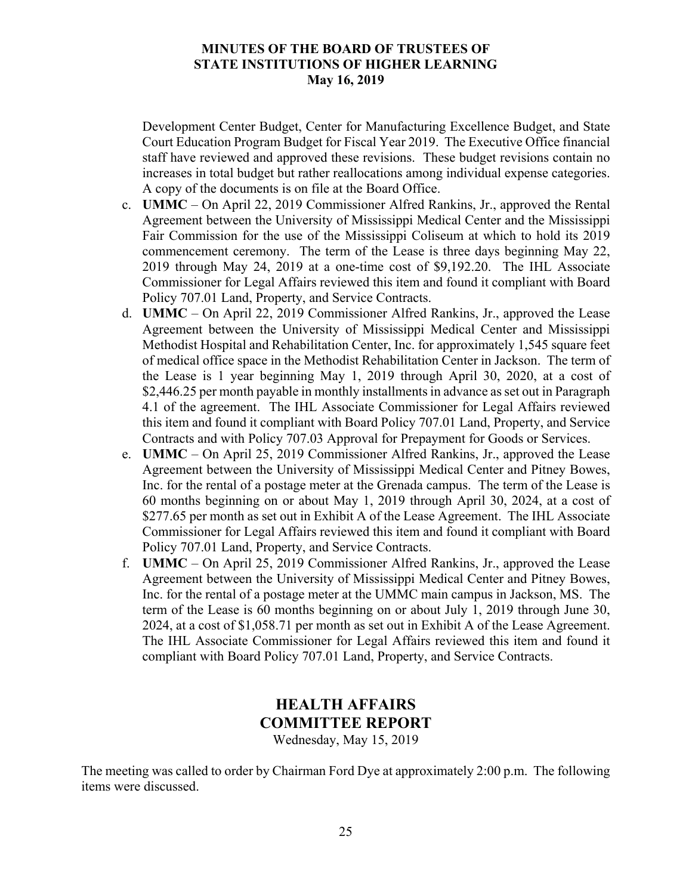Development Center Budget, Center for Manufacturing Excellence Budget, and State Court Education Program Budget for Fiscal Year 2019. The Executive Office financial staff have reviewed and approved these revisions. These budget revisions contain no increases in total budget but rather reallocations among individual expense categories. A copy of the documents is on file at the Board Office.

c. **UMMC** – On April 22, 2019 Commissioner Alfred Rankins, Jr., approved the Rental Agreement between the University of Mississippi Medical Center and the Mississippi Fair Commission for the use of the Mississippi Coliseum at which to hold its 2019 commencement ceremony. The term of the Lease is three days beginning May 22, 2019 through May 24, 2019 at a one-time cost of $9,192.20. The IHL Associate Commissioner for Legal Affairs reviewed this item and found it compliant with Board Policy 707.01 Land, Property, and Service Contracts.

d. **UMMC** – On April 22, 2019 Commissioner Alfred Rankins, Jr., approved the Lease Agreement between the University of Mississippi Medical Center and Mississippi Methodist Hospital and Rehabilitation Center, Inc. for approximately 1,545 square feet of medical office space in the Methodist Rehabilitation Center in Jackson. The term of the Lease is 1 year beginning May 1, 2019 through April 30, 2020, at a cost of $2,446.25 per month payable in monthly installments in advance as set out in Paragraph 4.1 of the agreement. The IHL Associate Commissioner for Legal Affairs reviewed this item and found it compliant with Board Policy 707.01 Land, Property, and Service Contracts and with Policy 707.03 Approval for Prepayment for Goods or Services.

e. **UMMC** – On April 25, 2019 Commissioner Alfred Rankins, Jr., approved the Lease Agreement between the University of Mississippi Medical Center and Pitney Bowes, Inc. for the rental of a postage meter at the Grenada campus. The term of the Lease is 60 months beginning on or about May 1, 2019 through April 30, 2024, at a cost of $277.65 per month as set out in Exhibit A of the Lease Agreement. The IHL Associate Commissioner for Legal Affairs reviewed this item and found it compliant with Board Policy 707.01 Land, Property, and Service Contracts.

f. **UMMC** – On April 25, 2019 Commissioner Alfred Rankins, Jr., approved the Lease Agreement between the University of Mississippi Medical Center and Pitney Bowes, Inc. for the rental of a postage meter at the UMMC main campus in Jackson, MS. The term of the Lease is 60 months beginning on or about July 1, 2019 through June 30, 2024, at a cost of $1,058.71 per month as set out in Exhibit A of the Lease Agreement. The IHL Associate Commissioner for Legal Affairs reviewed this item and found it compliant with Board Policy 707.01 Land, Property, and Service Contracts.

## HEALTH AFFAIRS COMMITTEE REPORT

Wednesday, May 15, 2019

The meeting was called to order by Chairman Ford Dye at approximately 2:00 p.m. The following items were discussed.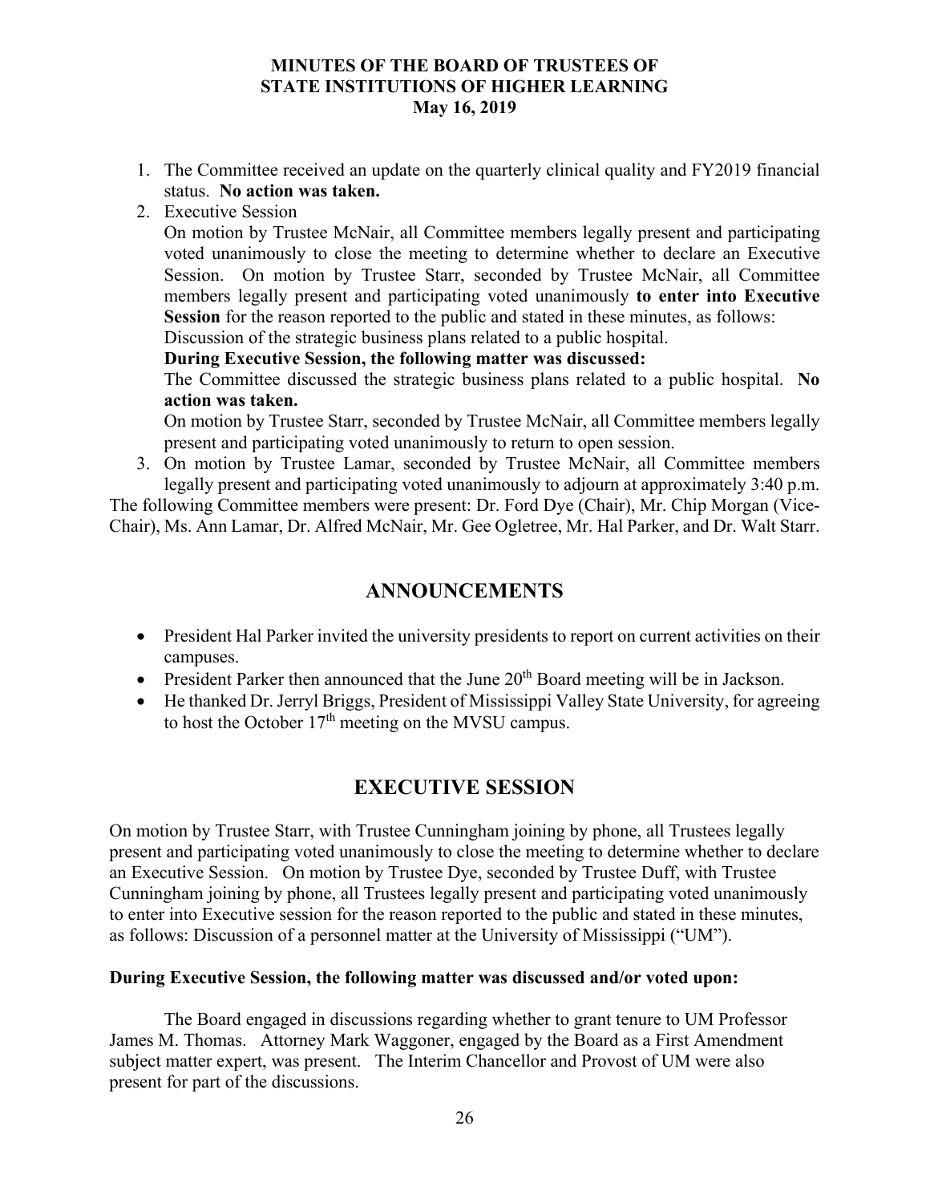1. The Committee received an update on the quarterly clinical quality and FY2019 financial status. **No action was taken.**
2. Executive Session

   On motion by Trustee McNair, all Committee members legally present and participating voted unanimously to close the meeting to determine whether to declare an Executive Session. On motion by Trustee Starr, seconded by Trustee McNair, all Committee members legally present and participating voted unanimously **to enter into Executive Session** for the reason reported to the public and stated in these minutes, as follows: Discussion of the strategic business plans related to a public hospital.

   **During Executive Session, the following matter was discussed:**

   The Committee discussed the strategic business plans related to a public hospital. **No action was taken.**

   On motion by Trustee Starr, seconded by Trustee McNair, all Committee members legally present and participating voted unanimously to return to open session.
3. On motion by Trustee Lamar, seconded by Trustee McNair, all Committee members legally present and participating voted unanimously to adjourn at approximately 3:40 p.m.

The following Committee members were present: Dr. Ford Dye (Chair), Mr. Chip Morgan (Vice-Chair), Ms. Ann Lamar, Dr. Alfred McNair, Mr. Gee Ogletree, Mr. Hal Parker, and Dr. Walt Starr.

## ANNOUNCEMENTS

- President Hal Parker invited the university presidents to report on current activities on their campuses.
- President Parker then announced that the June 20th Board meeting will be in Jackson.
- He thanked Dr. Jerryl Briggs, President of Mississippi Valley State University, for agreeing to host the October 17th meeting on the MVSU campus.

## EXECUTIVE SESSION

On motion by Trustee Starr, with Trustee Cunningham joining by phone, all Trustees legally present and participating voted unanimously to close the meeting to determine whether to declare an Executive Session. On motion by Trustee Dye, seconded by Trustee Duff, with Trustee Cunningham joining by phone, all Trustees legally present and participating voted unanimously to enter into Executive session for the reason reported to the public and stated in these minutes, as follows: Discussion of a personnel matter at the University of Mississippi ("UM").

**During Executive Session, the following matter was discussed and/or voted upon:**

The Board engaged in discussions regarding whether to grant tenure to UM Professor James M. Thomas. Attorney Mark Waggoner, engaged by the Board as a First Amendment subject matter expert, was present. The Interim Chancellor and Provost of UM were also present for part of the discussions.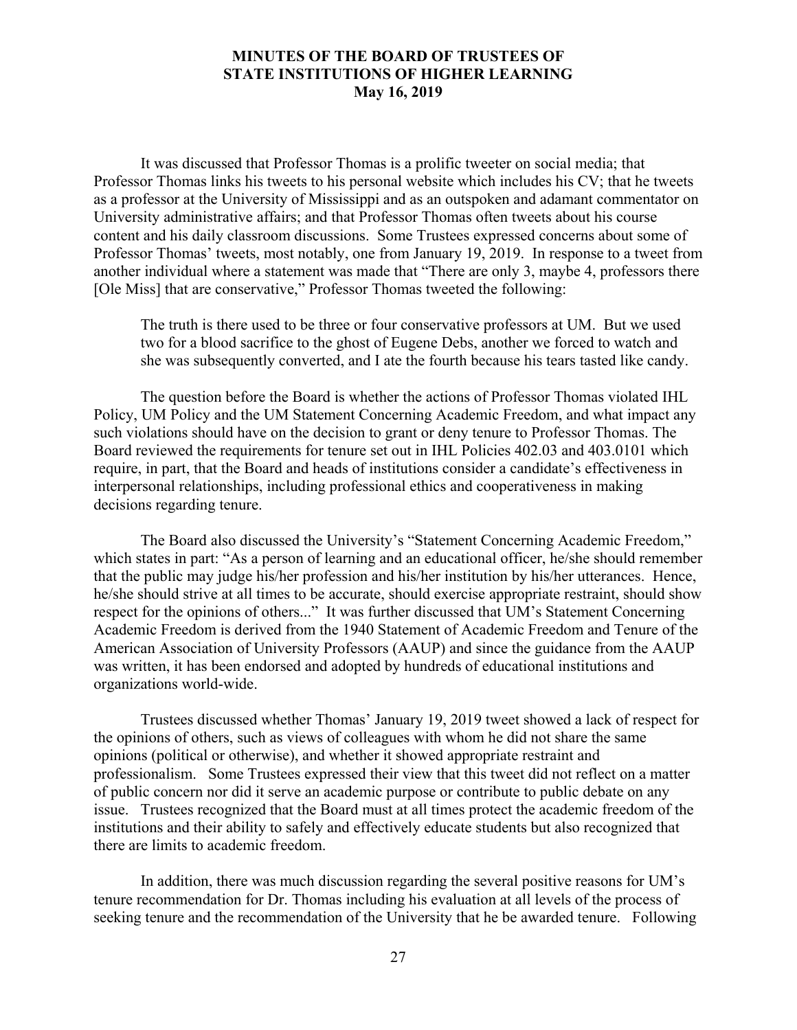It was discussed that Professor Thomas is a prolific tweeter on social media; that Professor Thomas links his tweets to his personal website which includes his CV; that he tweets as a professor at the University of Mississippi and as an outspoken and adamant commentator on University administrative affairs; and that Professor Thomas often tweets about his course content and his daily classroom discussions. Some Trustees expressed concerns about some of Professor Thomas' tweets, most notably, one from January 19, 2019. In response to a tweet from another individual where a statement was made that "There are only 3, maybe 4, professors there [Ole Miss] that are conservative," Professor Thomas tweeted the following:

> The truth is there used to be three or four conservative professors at UM. But we used two for a blood sacrifice to the ghost of Eugene Debs, another we forced to watch and she was subsequently converted, and I ate the fourth because his tears tasted like candy.

The question before the Board is whether the actions of Professor Thomas violated IHL Policy, UM Policy and the UM Statement Concerning Academic Freedom, and what impact any such violations should have on the decision to grant or deny tenure to Professor Thomas. The Board reviewed the requirements for tenure set out in IHL Policies 402.03 and 403.0101 which require, in part, that the Board and heads of institutions consider a candidate's effectiveness in interpersonal relationships, including professional ethics and cooperativeness in making decisions regarding tenure.

The Board also discussed the University's "Statement Concerning Academic Freedom," which states in part: "As a person of learning and an educational officer, he/she should remember that the public may judge his/her profession and his/her institution by his/her utterances. Hence, he/she should strive at all times to be accurate, should exercise appropriate restraint, should show respect for the opinions of others..." It was further discussed that UM's Statement Concerning Academic Freedom is derived from the 1940 Statement of Academic Freedom and Tenure of the American Association of University Professors (AAUP) and since the guidance from the AAUP was written, it has been endorsed and adopted by hundreds of educational institutions and organizations world-wide.

Trustees discussed whether Thomas' January 19, 2019 tweet showed a lack of respect for the opinions of others, such as views of colleagues with whom he did not share the same opinions (political or otherwise), and whether it showed appropriate restraint and professionalism. Some Trustees expressed their view that this tweet did not reflect on a matter of public concern nor did it serve an academic purpose or contribute to public debate on any issue. Trustees recognized that the Board must at all times protect the academic freedom of the institutions and their ability to safely and effectively educate students but also recognized that there are limits to academic freedom.

In addition, there was much discussion regarding the several positive reasons for UM's tenure recommendation for Dr. Thomas including his evaluation at all levels of the process of seeking tenure and the recommendation of the University that he be awarded tenure. Following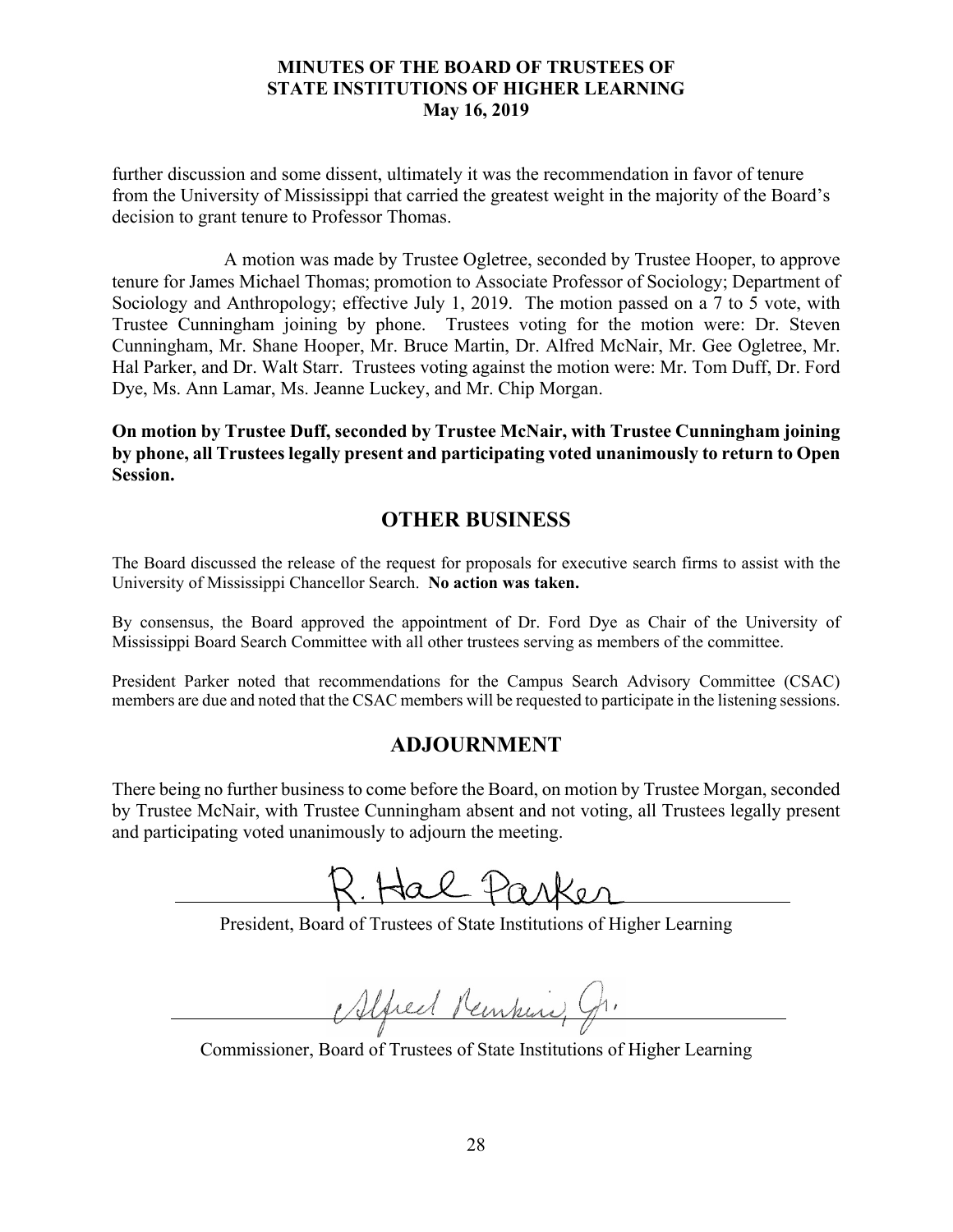further discussion and some dissent, ultimately it was the recommendation in favor of tenure from the University of Mississippi that carried the greatest weight in the majority of the Board's decision to grant tenure to Professor Thomas.

A motion was made by Trustee Ogletree, seconded by Trustee Hooper, to approve tenure for James Michael Thomas; promotion to Associate Professor of Sociology; Department of Sociology and Anthropology; effective July 1, 2019. The motion passed on a 7 to 5 vote, with Trustee Cunningham joining by phone. Trustees voting for the motion were: Dr. Steven Cunningham, Mr. Shane Hooper, Mr. Bruce Martin, Dr. Alfred McNair, Mr. Gee Ogletree, Mr. Hal Parker, and Dr. Walt Starr. Trustees voting against the motion were: Mr. Tom Duff, Dr. Ford Dye, Ms. Ann Lamar, Ms. Jeanne Luckey, and Mr. Chip Morgan.

**On motion by Trustee Duff, seconded by Trustee McNair, with Trustee Cunningham joining by phone, all Trustees legally present and participating voted unanimously to return to Open Session.**

## OTHER BUSINESS

The Board discussed the release of the request for proposals for executive search firms to assist with the University of Mississippi Chancellor Search. **No action was taken.**

By consensus, the Board approved the appointment of Dr. Ford Dye as Chair of the University of Mississippi Board Search Committee with all other trustees serving as members of the committee.

President Parker noted that recommendations for the Campus Search Advisory Committee (CSAC) members are due and noted that the CSAC members will be requested to participate in the listening sessions.

## ADJOURNMENT

There being no further business to come before the Board, on motion by Trustee Morgan, seconded by Trustee McNair, with Trustee Cunningham absent and not voting, all Trustees legally present and participating voted unanimously to adjourn the meeting.

R. Hal Parker

President, Board of Trustees of State Institutions of Higher Learning

Alfred Rankins, Jr.

Commissioner, Board of Trustees of State Institutions of Higher Learning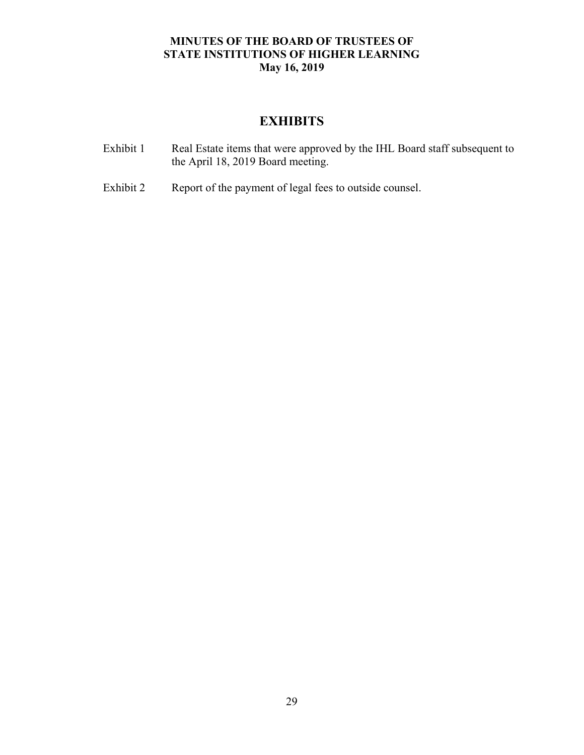# EXHIBITS

| | |
|---|---|
| Exhibit 1 | Real Estate items that were approved by the IHL Board staff subsequent to the April 18, 2019 Board meeting. |
| Exhibit 2 | Report of the payment of legal fees to outside counsel. |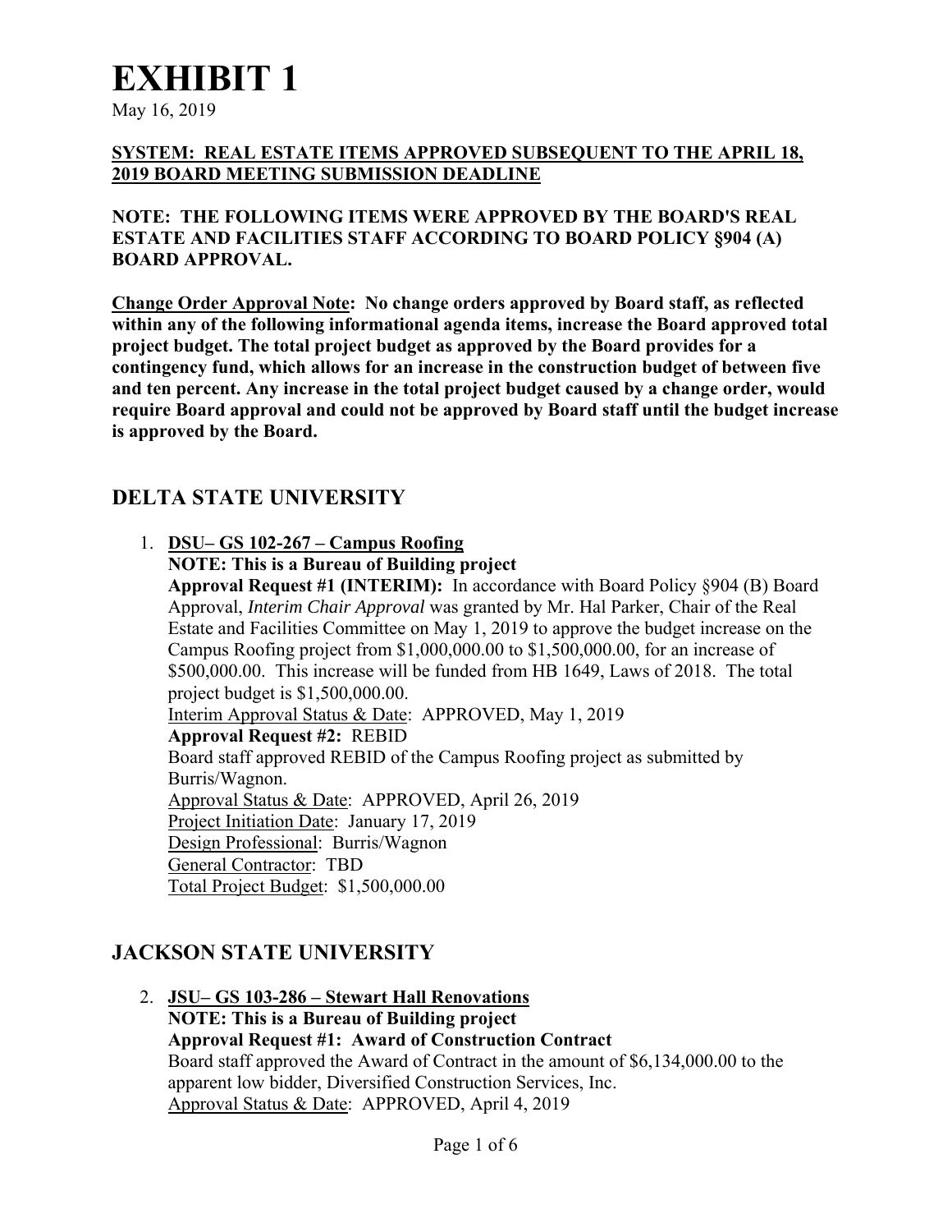# EXHIBIT 1

May 16, 2019

**SYSTEM: REAL ESTATE ITEMS APPROVED SUBSEQUENT TO THE APRIL 18, 2019 BOARD MEETING SUBMISSION DEADLINE**

**NOTE: THE FOLLOWING ITEMS WERE APPROVED BY THE BOARD'S REAL ESTATE AND FACILITIES STAFF ACCORDING TO BOARD POLICY §904 (A) BOARD APPROVAL.**

**Change Order Approval Note: No change orders approved by Board staff, as reflected within any of the following informational agenda items, increase the Board approved total project budget. The total project budget as approved by the Board provides for a contingency fund, which allows for an increase in the construction budget of between five and ten percent. Any increase in the total project budget caused by a change order, would require Board approval and could not be approved by Board staff until the budget increase is approved by the Board.**

## DELTA STATE UNIVERSITY

1. **DSU– GS 102-267 – Campus Roofing**
   **NOTE: This is a Bureau of Building project**
   **Approval Request #1 (INTERIM):** In accordance with Board Policy §904 (B) Board Approval, *Interim Chair Approval* was granted by Mr. Hal Parker, Chair of the Real Estate and Facilities Committee on May 1, 2019 to approve the budget increase on the Campus Roofing project from $1,000,000.00 to $1,500,000.00, for an increase of $500,000.00. This increase will be funded from HB 1649, Laws of 2018. The total project budget is $1,500,000.00.
   Interim Approval Status & Date: APPROVED, May 1, 2019
   **Approval Request #2:** REBID
   Board staff approved REBID of the Campus Roofing project as submitted by Burris/Wagnon.
   Approval Status & Date: APPROVED, April 26, 2019
   Project Initiation Date: January 17, 2019
   Design Professional: Burris/Wagnon
   General Contractor: TBD
   Total Project Budget: $1,500,000.00

## JACKSON STATE UNIVERSITY

2. **JSU– GS 103-286 – Stewart Hall Renovations**
   **NOTE: This is a Bureau of Building project**
   **Approval Request #1: Award of Construction Contract**
   Board staff approved the Award of Contract in the amount of $6,134,000.00 to the apparent low bidder, Diversified Construction Services, Inc.
   Approval Status & Date: APPROVED, April 4, 2019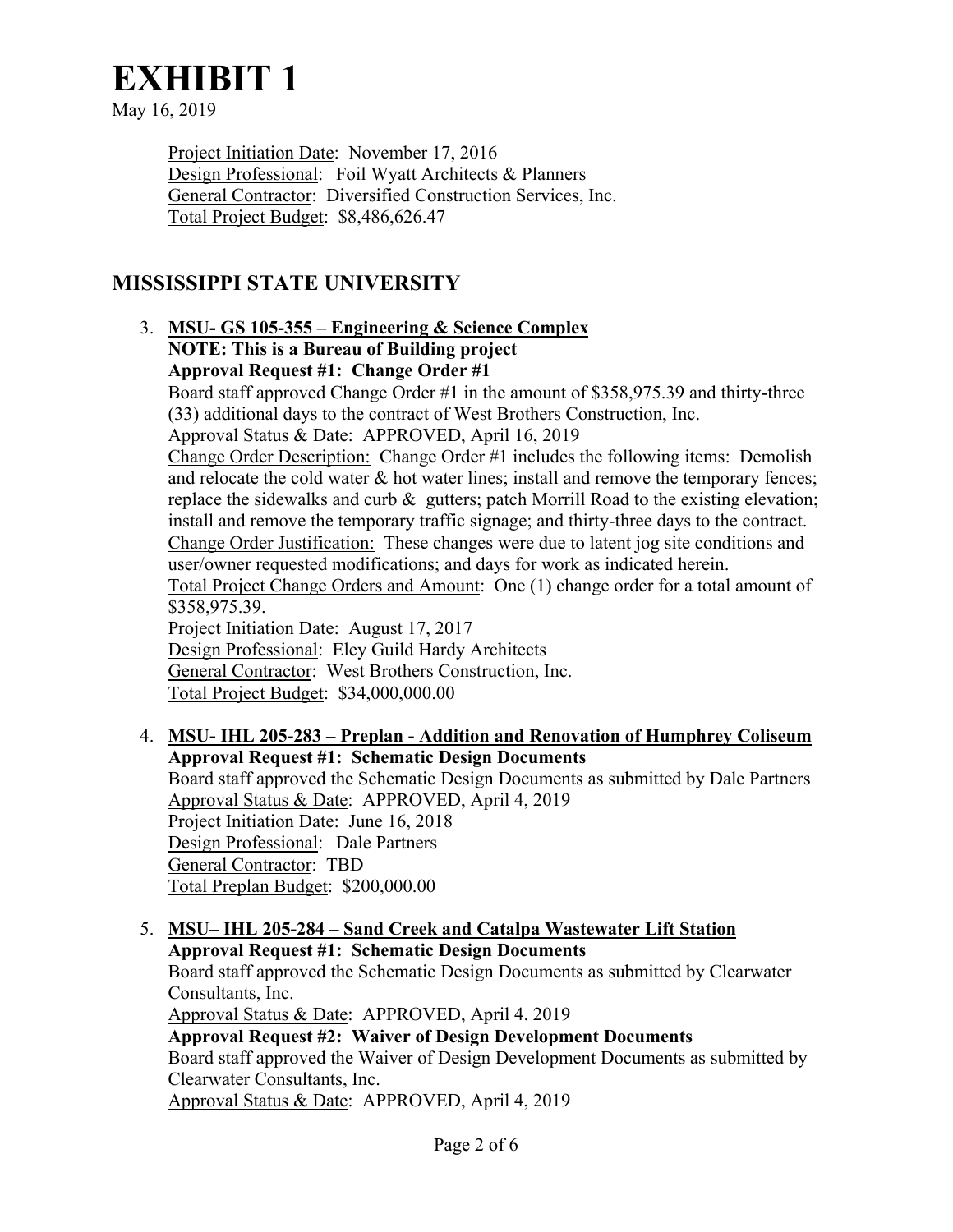# EXHIBIT 1

May 16, 2019

Project Initiation Date: November 17, 2016
Design Professional: Foil Wyatt Architects & Planners
General Contractor: Diversified Construction Services, Inc.
Total Project Budget: $8,486,626.47

## MISSISSIPPI STATE UNIVERSITY

3. **MSU- GS 105-355 – Engineering & Science Complex**
   **NOTE: This is a Bureau of Building project**
   **Approval Request #1: Change Order #1**
   Board staff approved Change Order #1 in the amount of $358,975.39 and thirty-three (33) additional days to the contract of West Brothers Construction, Inc.
   Approval Status & Date: APPROVED, April 16, 2019
   Change Order Description: Change Order #1 includes the following items: Demolish and relocate the cold water & hot water lines; install and remove the temporary fences; replace the sidewalks and curb & gutters; patch Morrill Road to the existing elevation; install and remove the temporary traffic signage; and thirty-three days to the contract.
   Change Order Justification: These changes were due to latent jog site conditions and user/owner requested modifications; and days for work as indicated herein.
   Total Project Change Orders and Amount: One (1) change order for a total amount of $358,975.39.
   Project Initiation Date: August 17, 2017
   Design Professional: Eley Guild Hardy Architects
   General Contractor: West Brothers Construction, Inc.
   Total Project Budget: $34,000,000.00

4. **MSU- IHL 205-283 – Preplan - Addition and Renovation of Humphrey Coliseum**
   **Approval Request #1: Schematic Design Documents**
   Board staff approved the Schematic Design Documents as submitted by Dale Partners
   Approval Status & Date: APPROVED, April 4, 2019
   Project Initiation Date: June 16, 2018
   Design Professional: Dale Partners
   General Contractor: TBD
   Total Preplan Budget: $200,000.00

5. **MSU– IHL 205-284 – Sand Creek and Catalpa Wastewater Lift Station**
   **Approval Request #1: Schematic Design Documents**
   Board staff approved the Schematic Design Documents as submitted by Clearwater Consultants, Inc.
   Approval Status & Date: APPROVED, April 4. 2019
   **Approval Request #2: Waiver of Design Development Documents**
   Board staff approved the Waiver of Design Development Documents as submitted by Clearwater Consultants, Inc.
   Approval Status & Date: APPROVED, April 4, 2019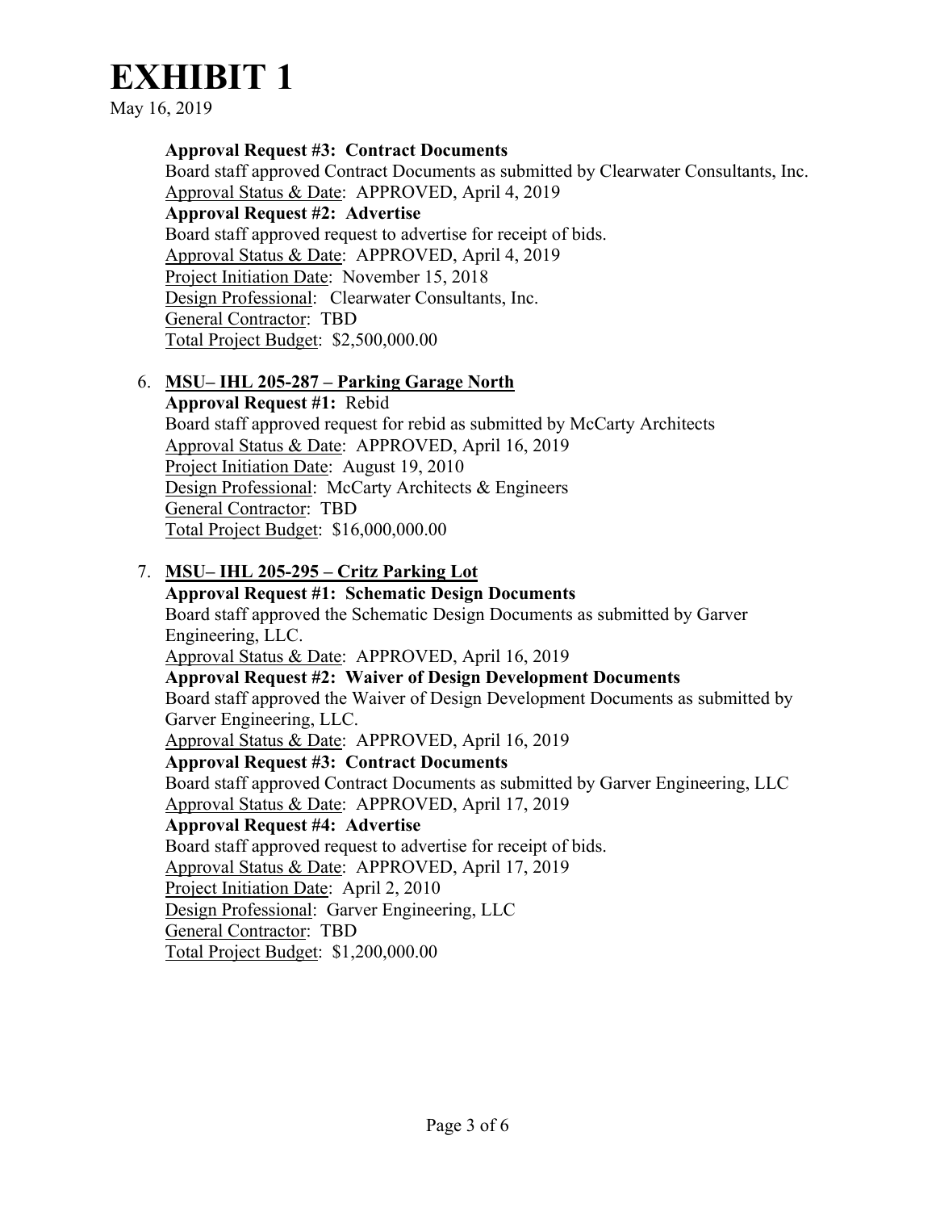# EXHIBIT 1

May 16, 2019

**Approval Request #3: Contract Documents**
Board staff approved Contract Documents as submitted by Clearwater Consultants, Inc.
Approval Status & Date: APPROVED, April 4, 2019
**Approval Request #2: Advertise**
Board staff approved request to advertise for receipt of bids.
Approval Status & Date: APPROVED, April 4, 2019
Project Initiation Date: November 15, 2018
Design Professional: Clearwater Consultants, Inc.
General Contractor: TBD
Total Project Budget: $2,500,000.00

6. **MSU– IHL 205-287 – Parking Garage North**
   **Approval Request #1:** Rebid
   Board staff approved request for rebid as submitted by McCarty Architects
   Approval Status & Date: APPROVED, April 16, 2019
   Project Initiation Date: August 19, 2010
   Design Professional: McCarty Architects & Engineers
   General Contractor: TBD
   Total Project Budget: $16,000,000.00

7. **MSU– IHL 205-295 – Critz Parking Lot**
   **Approval Request #1: Schematic Design Documents**
   Board staff approved the Schematic Design Documents as submitted by Garver Engineering, LLC.
   Approval Status & Date: APPROVED, April 16, 2019
   **Approval Request #2: Waiver of Design Development Documents**
   Board staff approved the Waiver of Design Development Documents as submitted by Garver Engineering, LLC.
   Approval Status & Date: APPROVED, April 16, 2019
   **Approval Request #3: Contract Documents**
   Board staff approved Contract Documents as submitted by Garver Engineering, LLC
   Approval Status & Date: APPROVED, April 17, 2019
   **Approval Request #4: Advertise**
   Board staff approved request to advertise for receipt of bids.
   Approval Status & Date: APPROVED, April 17, 2019
   Project Initiation Date: April 2, 2010
   Design Professional: Garver Engineering, LLC
   General Contractor: TBD
   Total Project Budget: $1,200,000.00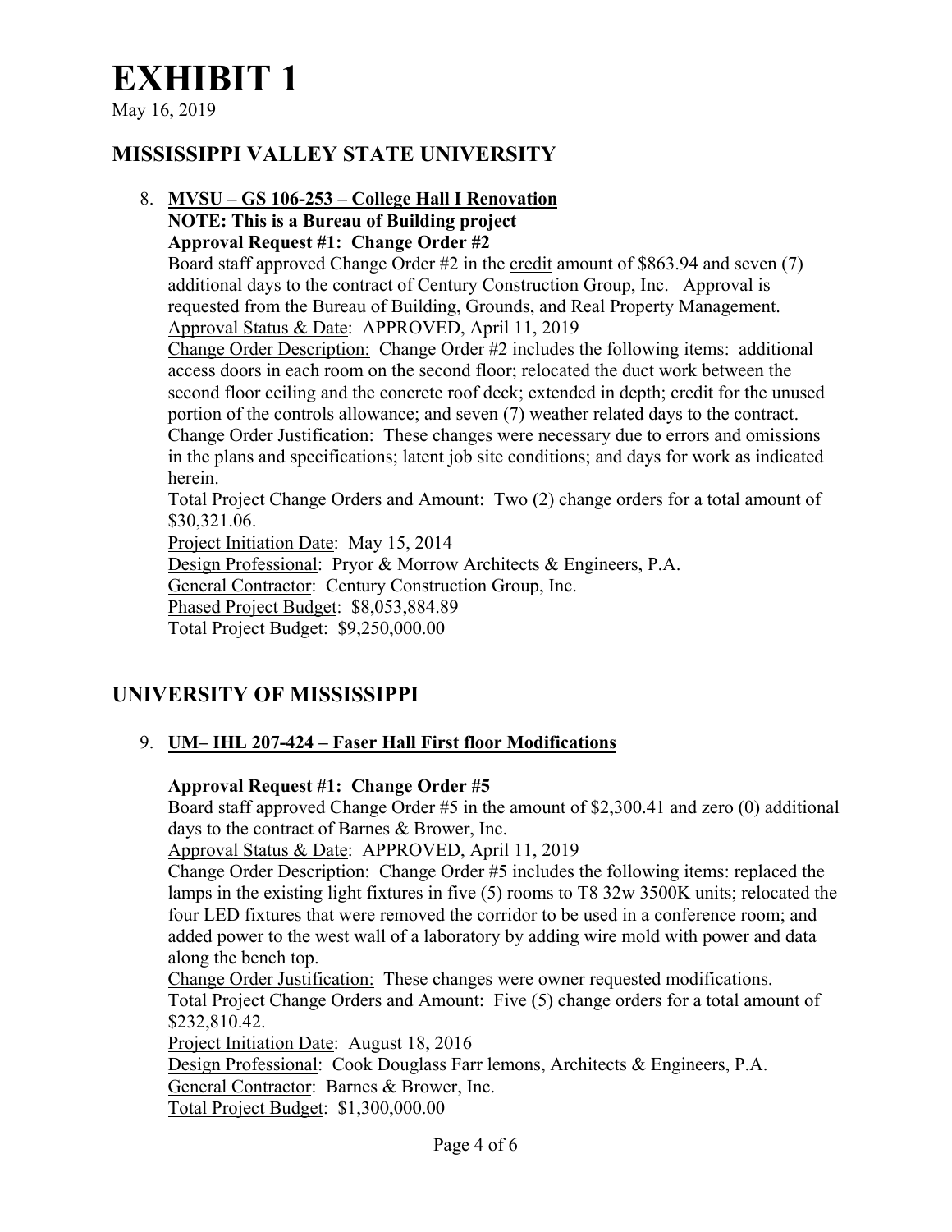# EXHIBIT 1

May 16, 2019

## MISSISSIPPI VALLEY STATE UNIVERSITY

8. **MVSU – GS 106-253 – College Hall I Renovation**
   **NOTE: This is a Bureau of Building project**
   **Approval Request #1: Change Order #2**
   Board staff approved Change Order #2 in the credit amount of $863.94 and seven (7) additional days to the contract of Century Construction Group, Inc. Approval is requested from the Bureau of Building, Grounds, and Real Property Management.
   Approval Status & Date: APPROVED, April 11, 2019
   Change Order Description: Change Order #2 includes the following items: additional access doors in each room on the second floor; relocated the duct work between the second floor ceiling and the concrete roof deck; extended in depth; credit for the unused portion of the controls allowance; and seven (7) weather related days to the contract.
   Change Order Justification: These changes were necessary due to errors and omissions in the plans and specifications; latent job site conditions; and days for work as indicated herein.
   Total Project Change Orders and Amount: Two (2) change orders for a total amount of $30,321.06.
   Project Initiation Date: May 15, 2014
   Design Professional: Pryor & Morrow Architects & Engineers, P.A.
   General Contractor: Century Construction Group, Inc.
   Phased Project Budget: $8,053,884.89
   Total Project Budget: $9,250,000.00

## UNIVERSITY OF MISSISSIPPI

9. **UM– IHL 207-424 – Faser Hall First floor Modifications**

   **Approval Request #1: Change Order #5**
   Board staff approved Change Order #5 in the amount of $2,300.41 and zero (0) additional days to the contract of Barnes & Brower, Inc.
   Approval Status & Date: APPROVED, April 11, 2019
   Change Order Description: Change Order #5 includes the following items: replaced the lamps in the existing light fixtures in five (5) rooms to T8 32w 3500K units; relocated the four LED fixtures that were removed the corridor to be used in a conference room; and added power to the west wall of a laboratory by adding wire mold with power and data along the bench top.
   Change Order Justification: These changes were owner requested modifications.
   Total Project Change Orders and Amount: Five (5) change orders for a total amount of $232,810.42.
   Project Initiation Date: August 18, 2016
   Design Professional: Cook Douglass Farr lemons, Architects & Engineers, P.A.
   General Contractor: Barnes & Brower, Inc.
   Total Project Budget: $1,300,000.00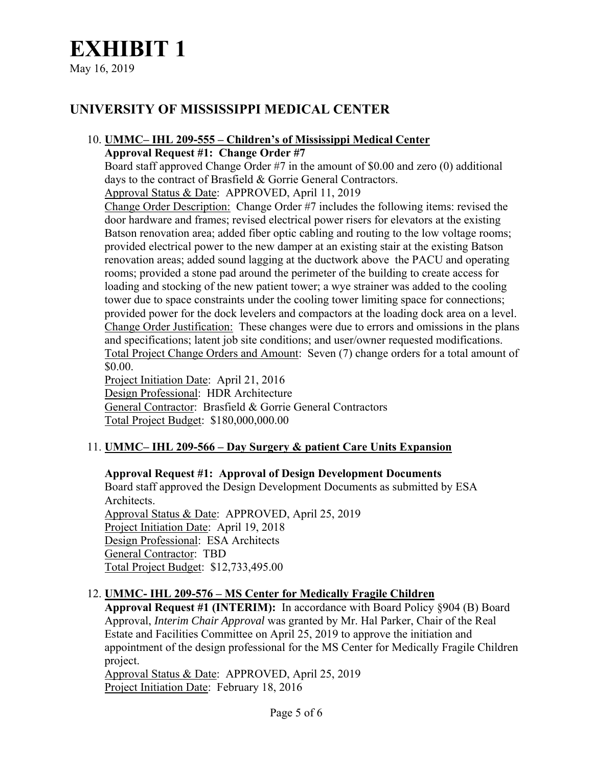# EXHIBIT 1

May 16, 2019

## UNIVERSITY OF MISSISSIPPI MEDICAL CENTER

10. **UMMC– IHL 209-555 – Children's of Mississippi Medical Center**

    **Approval Request #1: Change Order #7**

    Board staff approved Change Order #7 in the amount of $0.00 and zero (0) additional days to the contract of Brasfield & Gorrie General Contractors.

    Approval Status & Date: APPROVED, April 11, 2019

    Change Order Description: Change Order #7 includes the following items: revised the door hardware and frames; revised electrical power risers for elevators at the existing Batson renovation area; added fiber optic cabling and routing to the low voltage rooms; provided electrical power to the new damper at an existing stair at the existing Batson renovation areas; added sound lagging at the ductwork above the PACU and operating rooms; provided a stone pad around the perimeter of the building to create access for loading and stocking of the new patient tower; a wye strainer was added to the cooling tower due to space constraints under the cooling tower limiting space for connections; provided power for the dock levelers and compactors at the loading dock area on a level.

    Change Order Justification: These changes were due to errors and omissions in the plans and specifications; latent job site conditions; and user/owner requested modifications.

    Total Project Change Orders and Amount: Seven (7) change orders for a total amount of $0.00.

    Project Initiation Date: April 21, 2016

    Design Professional: HDR Architecture

    General Contractor: Brasfield & Gorrie General Contractors

    Total Project Budget: $180,000,000.00

11. **UMMC– IHL 209-566 – Day Surgery & patient Care Units Expansion**

    **Approval Request #1: Approval of Design Development Documents**

    Board staff approved the Design Development Documents as submitted by ESA Architects.

    Approval Status & Date: APPROVED, April 25, 2019

    Project Initiation Date: April 19, 2018

    Design Professional: ESA Architects

    General Contractor: TBD

    Total Project Budget: $12,733,495.00

12. **UMMC- IHL 209-576 – MS Center for Medically Fragile Children**

    **Approval Request #1 (INTERIM):** In accordance with Board Policy §904 (B) Board Approval, *Interim Chair Approval* was granted by Mr. Hal Parker, Chair of the Real Estate and Facilities Committee on April 25, 2019 to approve the initiation and appointment of the design professional for the MS Center for Medically Fragile Children project.

    Approval Status & Date: APPROVED, April 25, 2019

    Project Initiation Date: February 18, 2016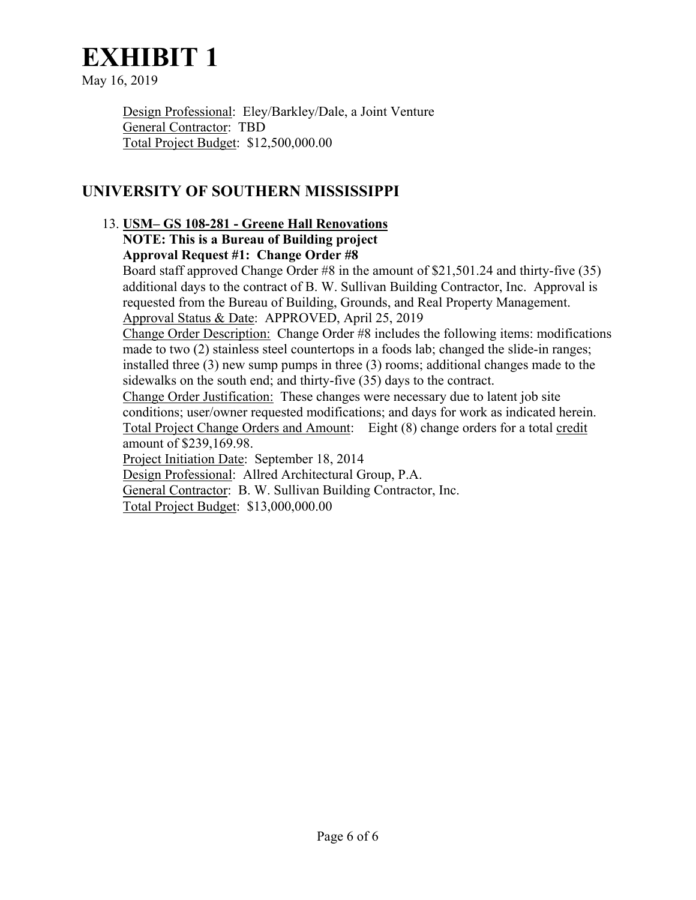# EXHIBIT 1

May 16, 2019

Design Professional: Eley/Barkley/Dale, a Joint Venture
General Contractor: TBD
Total Project Budget: $12,500,000.00

## UNIVERSITY OF SOUTHERN MISSISSIPPI

13. **USM– GS 108-281 - Greene Hall Renovations**
    **NOTE: This is a Bureau of Building project**
    **Approval Request #1: Change Order #8**
    Board staff approved Change Order #8 in the amount of $21,501.24 and thirty-five (35) additional days to the contract of B. W. Sullivan Building Contractor, Inc. Approval is requested from the Bureau of Building, Grounds, and Real Property Management.
    Approval Status & Date: APPROVED, April 25, 2019
    Change Order Description: Change Order #8 includes the following items: modifications made to two (2) stainless steel countertops in a foods lab; changed the slide-in ranges; installed three (3) new sump pumps in three (3) rooms; additional changes made to the sidewalks on the south end; and thirty-five (35) days to the contract.
    Change Order Justification: These changes were necessary due to latent job site conditions; user/owner requested modifications; and days for work as indicated herein.
    Total Project Change Orders and Amount: Eight (8) change orders for a total credit amount of $239,169.98.
    Project Initiation Date: September 18, 2014
    Design Professional: Allred Architectural Group, P.A.
    General Contractor: B. W. Sullivan Building Contractor, Inc.
    Total Project Budget: $13,000,000.00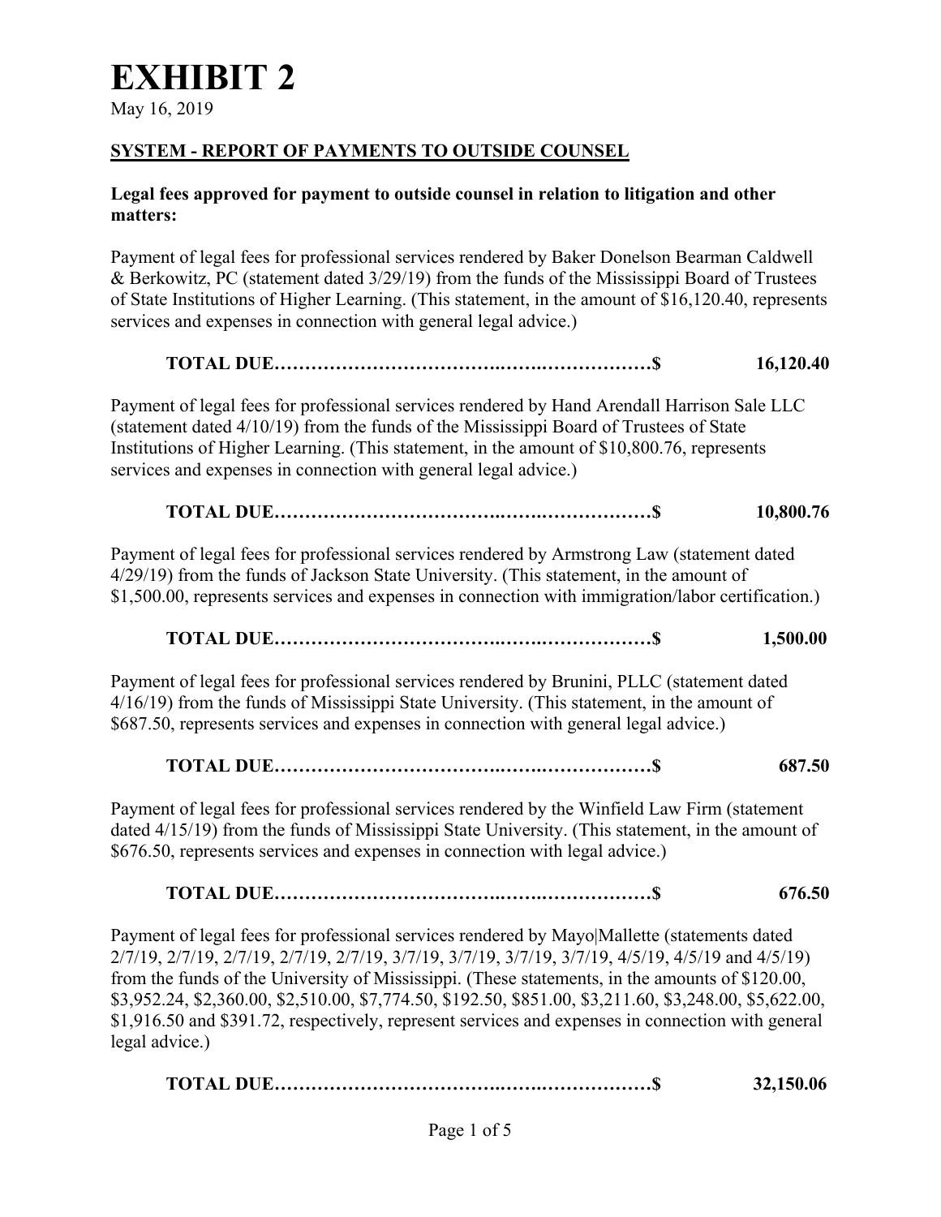# EXHIBIT 2

May 16, 2019

## SYSTEM - REPORT OF PAYMENTS TO OUTSIDE COUNSEL

**Legal fees approved for payment to outside counsel in relation to litigation and other matters:**

Payment of legal fees for professional services rendered by Baker Donelson Bearman Caldwell & Berkowitz, PC (statement dated 3/29/19) from the funds of the Mississippi Board of Trustees of State Institutions of Higher Learning. (This statement, in the amount of $16,120.40, represents services and expenses in connection with general legal advice.)

**TOTAL DUE……………………………………………………$ 16,120.40**

Payment of legal fees for professional services rendered by Hand Arendall Harrison Sale LLC (statement dated 4/10/19) from the funds of the Mississippi Board of Trustees of State Institutions of Higher Learning. (This statement, in the amount of $10,800.76, represents services and expenses in connection with general legal advice.)

**TOTAL DUE……………………………………………………$ 10,800.76**

Payment of legal fees for professional services rendered by Armstrong Law (statement dated 4/29/19) from the funds of Jackson State University. (This statement, in the amount of $1,500.00, represents services and expenses in connection with immigration/labor certification.)

**TOTAL DUE……………………………………………………$ 1,500.00**

Payment of legal fees for professional services rendered by Brunini, PLLC (statement dated 4/16/19) from the funds of Mississippi State University. (This statement, in the amount of $687.50, represents services and expenses in connection with general legal advice.)

**TOTAL DUE……………………………………………………$ 687.50**

Payment of legal fees for professional services rendered by the Winfield Law Firm (statement dated 4/15/19) from the funds of Mississippi State University. (This statement, in the amount of $676.50, represents services and expenses in connection with legal advice.)

**TOTAL DUE……………………………………………………$ 676.50**

Payment of legal fees for professional services rendered by Mayo|Mallette (statements dated 2/7/19, 2/7/19, 2/7/19, 2/7/19, 2/7/19, 3/7/19, 3/7/19, 3/7/19, 3/7/19, 4/5/19, 4/5/19 and 4/5/19) from the funds of the University of Mississippi. (These statements, in the amounts of $120.00, $3,952.24, $2,360.00, $2,510.00, $7,774.50, $192.50, $851.00, $3,211.60, $3,248.00, $5,622.00, $1,916.50 and $391.72, respectively, represent services and expenses in connection with general legal advice.)

**TOTAL DUE……………………………………………………$ 32,150.06**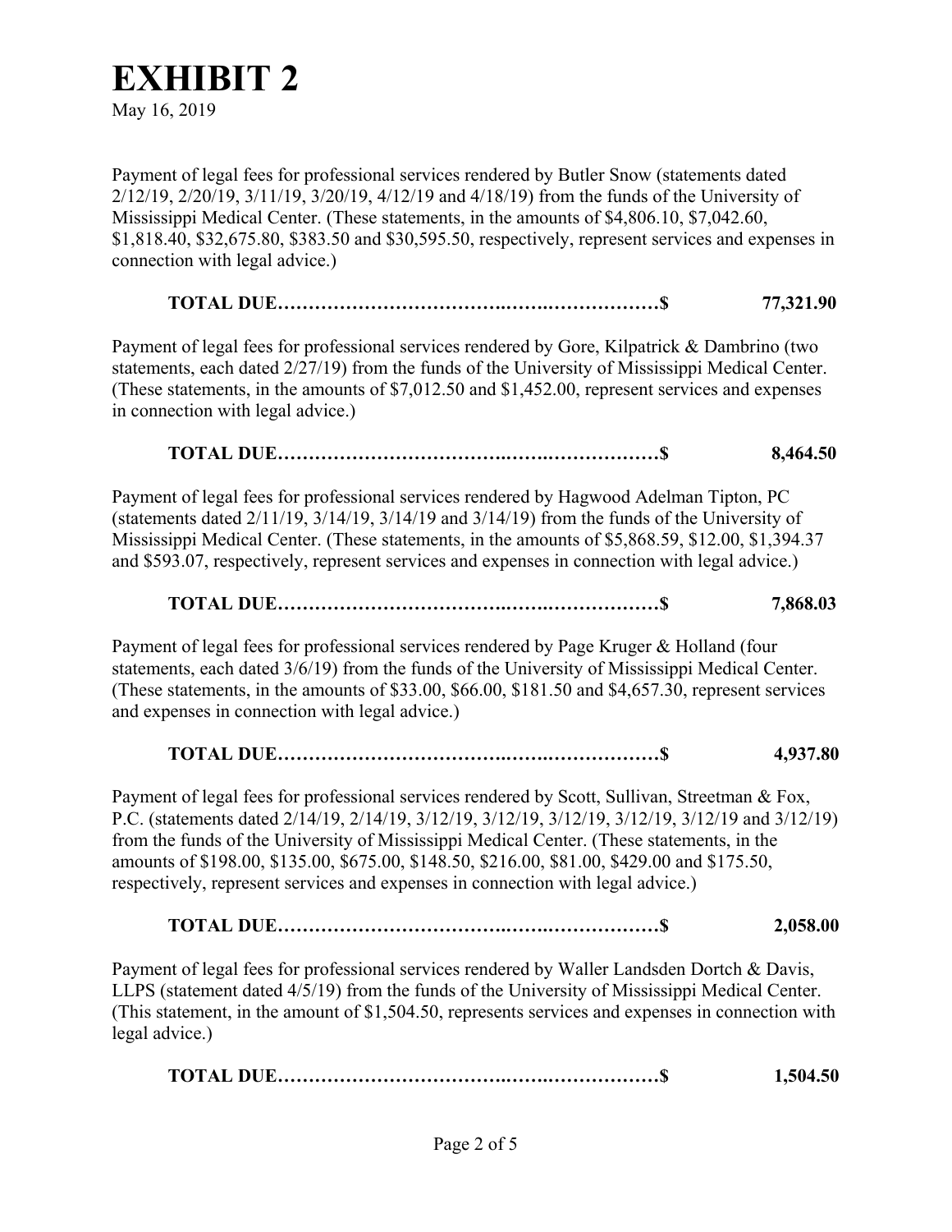# EXHIBIT 2

May 16, 2019

Payment of legal fees for professional services rendered by Butler Snow (statements dated 2/12/19, 2/20/19, 3/11/19, 3/20/19, 4/12/19 and 4/18/19) from the funds of the University of Mississippi Medical Center. (These statements, in the amounts of $4,806.10, $7,042.60, $1,818.40, $32,675.80, $383.50 and $30,595.50, respectively, represent services and expenses in connection with legal advice.)

**TOTAL DUE……………………………………………………$ 77,321.90**

Payment of legal fees for professional services rendered by Gore, Kilpatrick & Dambrino (two statements, each dated 2/27/19) from the funds of the University of Mississippi Medical Center. (These statements, in the amounts of $7,012.50 and $1,452.00, represent services and expenses in connection with legal advice.)

**TOTAL DUE……………………………………………………$ 8,464.50**

Payment of legal fees for professional services rendered by Hagwood Adelman Tipton, PC (statements dated 2/11/19, 3/14/19, 3/14/19 and 3/14/19) from the funds of the University of Mississippi Medical Center. (These statements, in the amounts of $5,868.59, $12.00, $1,394.37 and $593.07, respectively, represent services and expenses in connection with legal advice.)

**TOTAL DUE……………………………………………………$ 7,868.03**

Payment of legal fees for professional services rendered by Page Kruger & Holland (four statements, each dated 3/6/19) from the funds of the University of Mississippi Medical Center. (These statements, in the amounts of $33.00, $66.00, $181.50 and $4,657.30, represent services and expenses in connection with legal advice.)

**TOTAL DUE……………………………………………………$ 4,937.80**

Payment of legal fees for professional services rendered by Scott, Sullivan, Streetman & Fox, P.C. (statements dated 2/14/19, 2/14/19, 3/12/19, 3/12/19, 3/12/19, 3/12/19, 3/12/19 and 3/12/19) from the funds of the University of Mississippi Medical Center. (These statements, in the amounts of $198.00, $135.00, $675.00, $148.50, $216.00, $81.00, $429.00 and $175.50, respectively, represent services and expenses in connection with legal advice.)

**TOTAL DUE……………………………………………………$ 2,058.00**

Payment of legal fees for professional services rendered by Waller Landsden Dortch & Davis, LLPS (statement dated 4/5/19) from the funds of the University of Mississippi Medical Center. (This statement, in the amount of $1,504.50, represents services and expenses in connection with legal advice.)

**TOTAL DUE……………………………………………………$ 1,504.50**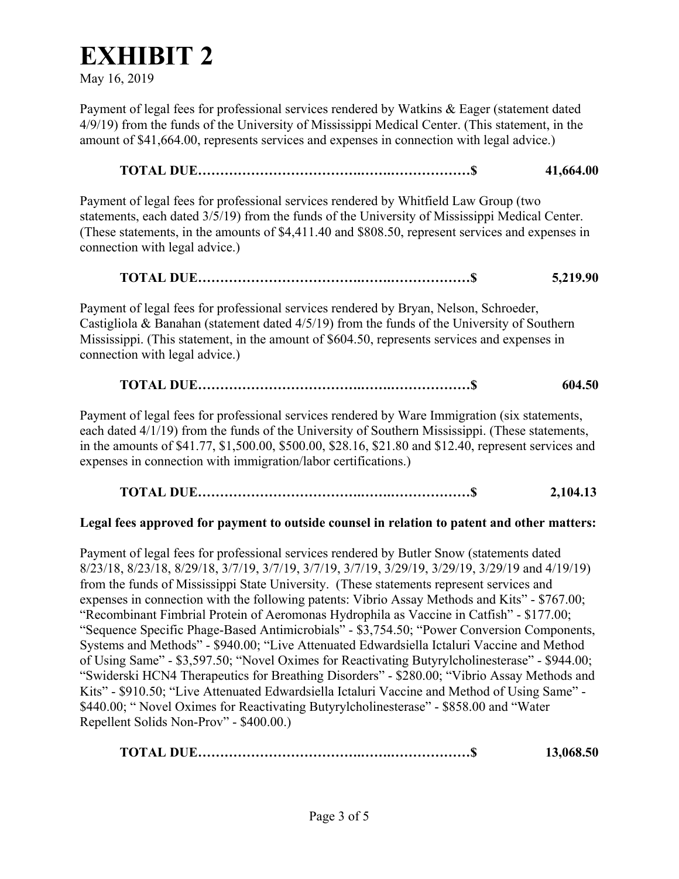# EXHIBIT 2

May 16, 2019

Payment of legal fees for professional services rendered by Watkins & Eager (statement dated 4/9/19) from the funds of the University of Mississippi Medical Center. (This statement, in the amount of $41,664.00, represents services and expenses in connection with legal advice.)

**TOTAL DUE……………………………………………………$ 41,664.00**

Payment of legal fees for professional services rendered by Whitfield Law Group (two statements, each dated 3/5/19) from the funds of the University of Mississippi Medical Center. (These statements, in the amounts of $4,411.40 and $808.50, represent services and expenses in connection with legal advice.)

**TOTAL DUE……………………………………………………$ 5,219.90**

Payment of legal fees for professional services rendered by Bryan, Nelson, Schroeder, Castigliola & Banahan (statement dated 4/5/19) from the funds of the University of Southern Mississippi. (This statement, in the amount of $604.50, represents services and expenses in connection with legal advice.)

**TOTAL DUE……………………………………………………$ 604.50**

Payment of legal fees for professional services rendered by Ware Immigration (six statements, each dated 4/1/19) from the funds of the University of Southern Mississippi. (These statements, in the amounts of $41.77, $1,500.00, $500.00, $28.16, $21.80 and $12.40, represent services and expenses in connection with immigration/labor certifications.)

**TOTAL DUE……………………………………………………$ 2,104.13**

**Legal fees approved for payment to outside counsel in relation to patent and other matters:**

Payment of legal fees for professional services rendered by Butler Snow (statements dated 8/23/18, 8/23/18, 8/29/18, 3/7/19, 3/7/19, 3/7/19, 3/7/19, 3/29/19, 3/29/19, 3/29/19 and 4/19/19) from the funds of Mississippi State University. (These statements represent services and expenses in connection with the following patents: Vibrio Assay Methods and Kits" - $767.00; "Recombinant Fimbrial Protein of Aeromonas Hydrophila as Vaccine in Catfish" - $177.00; "Sequence Specific Phage-Based Antimicrobials" - $3,754.50; "Power Conversion Components, Systems and Methods" - $940.00; "Live Attenuated Edwardsiella Ictaluri Vaccine and Method of Using Same" - $3,597.50; "Novel Oximes for Reactivating Butyrylcholinesterase" - $944.00; "Swiderski HCN4 Therapeutics for Breathing Disorders" - $280.00; "Vibrio Assay Methods and Kits" - $910.50; "Live Attenuated Edwardsiella Ictaluri Vaccine and Method of Using Same" - $440.00; " Novel Oximes for Reactivating Butyrylcholinesterase" - $858.00 and "Water Repellent Solids Non-Prov" - $400.00.)

**TOTAL DUE……………………………………………………$ 13,068.50**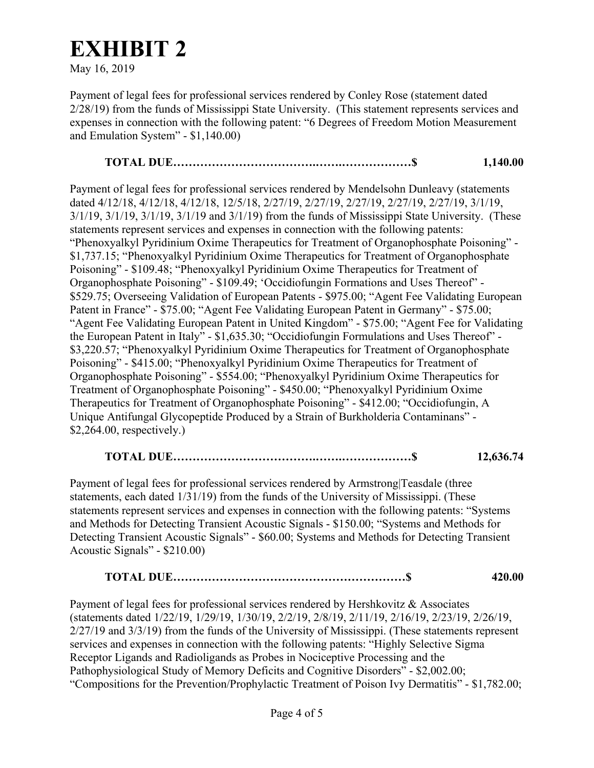# EXHIBIT 2

May 16, 2019

Payment of legal fees for professional services rendered by Conley Rose (statement dated 2/28/19) from the funds of Mississippi State University. (This statement represents services and expenses in connection with the following patent: "6 Degrees of Freedom Motion Measurement and Emulation System" - $1,140.00)

**TOTAL DUE……………………………………………………$ 1,140.00**

Payment of legal fees for professional services rendered by Mendelsohn Dunleavy (statements dated 4/12/18, 4/12/18, 4/12/18, 12/5/18, 2/27/19, 2/27/19, 2/27/19, 2/27/19, 2/27/19, 3/1/19, 3/1/19, 3/1/19, 3/1/19, 3/1/19 and 3/1/19) from the funds of Mississippi State University. (These statements represent services and expenses in connection with the following patents: "Phenoxyalkyl Pyridinium Oxime Therapeutics for Treatment of Organophosphate Poisoning" - $1,737.15; "Phenoxyalkyl Pyridinium Oxime Therapeutics for Treatment of Organophosphate Poisoning" - $109.48; "Phenoxyalkyl Pyridinium Oxime Therapeutics for Treatment of Organophosphate Poisoning" - $109.49; 'Occidiofungin Formations and Uses Thereof" - $529.75; Overseeing Validation of European Patents - $975.00; "Agent Fee Validating European Patent in France" - $75.00; "Agent Fee Validating European Patent in Germany" - $75.00; "Agent Fee Validating European Patent in United Kingdom" - $75.00; "Agent Fee for Validating the European Patent in Italy" - $1,635.30; "Occidiofungin Formulations and Uses Thereof" - $3,220.57; "Phenoxyalkyl Pyridinium Oxime Therapeutics for Treatment of Organophosphate Poisoning" - $415.00; "Phenoxyalkyl Pyridinium Oxime Therapeutics for Treatment of Organophosphate Poisoning" - $554.00; "Phenoxyalkyl Pyridinium Oxime Therapeutics for Treatment of Organophosphate Poisoning" - $450.00; "Phenoxyalkyl Pyridinium Oxime Therapeutics for Treatment of Organophosphate Poisoning" - $412.00; "Occidiofungin, A Unique Antifungal Glycopeptide Produced by a Strain of Burkholderia Contaminans" - $2,264.00, respectively.)

**TOTAL DUE……………………………………………………$ 12,636.74**

Payment of legal fees for professional services rendered by Armstrong|Teasdale (three statements, each dated 1/31/19) from the funds of the University of Mississippi. (These statements represent services and expenses in connection with the following patents: "Systems and Methods for Detecting Transient Acoustic Signals - $150.00; "Systems and Methods for Detecting Transient Acoustic Signals" - $60.00; Systems and Methods for Detecting Transient Acoustic Signals" - $210.00)

**TOTAL DUE……………………………………………………$ 420.00**

Payment of legal fees for professional services rendered by Hershkovitz & Associates (statements dated 1/22/19, 1/29/19, 1/30/19, 2/2/19, 2/8/19, 2/11/19, 2/16/19, 2/23/19, 2/26/19, 2/27/19 and 3/3/19) from the funds of the University of Mississippi. (These statements represent services and expenses in connection with the following patents: "Highly Selective Sigma Receptor Ligands and Radioligands as Probes in Nociceptive Processing and the Pathophysiological Study of Memory Deficits and Cognitive Disorders" - $2,002.00; "Compositions for the Prevention/Prophylactic Treatment of Poison Ivy Dermatitis" - $1,782.00;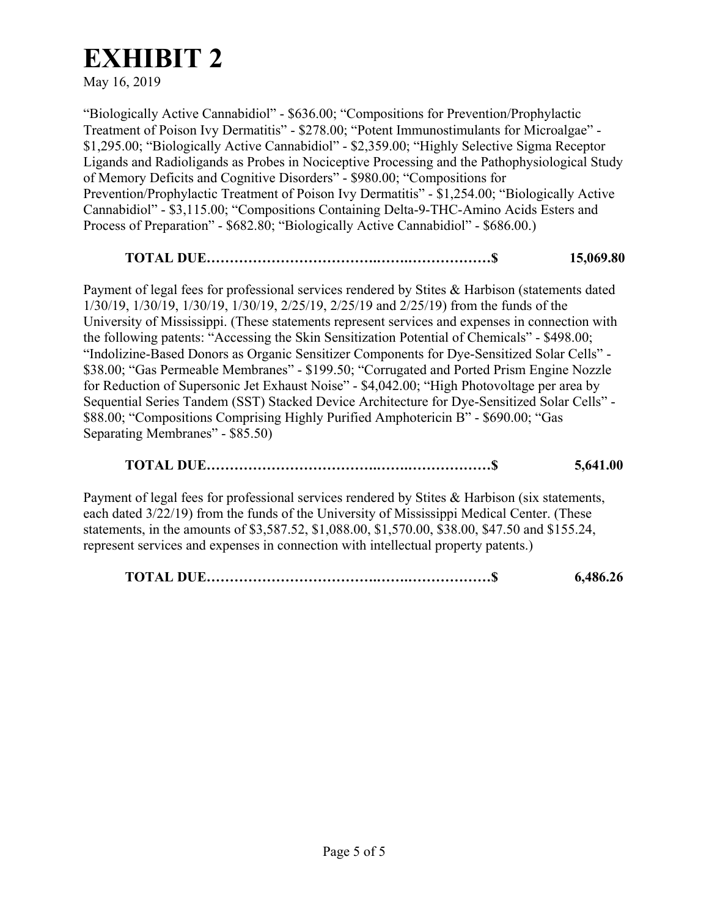# EXHIBIT 2

May 16, 2019

"Biologically Active Cannabidiol" - $636.00; "Compositions for Prevention/Prophylactic Treatment of Poison Ivy Dermatitis" - $278.00; "Potent Immunostimulants for Microalgae" - $1,295.00; "Biologically Active Cannabidiol" - $2,359.00; "Highly Selective Sigma Receptor Ligands and Radioligands as Probes in Nociceptive Processing and the Pathophysiological Study of Memory Deficits and Cognitive Disorders" - $980.00; "Compositions for Prevention/Prophylactic Treatment of Poison Ivy Dermatitis" - $1,254.00; "Biologically Active Cannabidiol" - $3,115.00; "Compositions Containing Delta-9-THC-Amino Acids Esters and Process of Preparation" - $682.80; "Biologically Active Cannabidiol" - $686.00.)

**TOTAL DUE……………………………………………………$ 15,069.80**

Payment of legal fees for professional services rendered by Stites & Harbison (statements dated 1/30/19, 1/30/19, 1/30/19, 1/30/19, 2/25/19, 2/25/19 and 2/25/19) from the funds of the University of Mississippi. (These statements represent services and expenses in connection with the following patents: "Accessing the Skin Sensitization Potential of Chemicals" - $498.00; "Indolizine-Based Donors as Organic Sensitizer Components for Dye-Sensitized Solar Cells" - $38.00; "Gas Permeable Membranes" - $199.50; "Corrugated and Ported Prism Engine Nozzle for Reduction of Supersonic Jet Exhaust Noise" - $4,042.00; "High Photovoltage per area by Sequential Series Tandem (SST) Stacked Device Architecture for Dye-Sensitized Solar Cells" - $88.00; "Compositions Comprising Highly Purified Amphotericin B" - $690.00; "Gas Separating Membranes" - $85.50)

**TOTAL DUE……………………………………………………$ 5,641.00**

Payment of legal fees for professional services rendered by Stites & Harbison (six statements, each dated 3/22/19) from the funds of the University of Mississippi Medical Center. (These statements, in the amounts of $3,587.52, $1,088.00, $1,570.00, $38.00, $47.50 and $155.24, represent services and expenses in connection with intellectual property patents.)

**TOTAL DUE……………………………………………………$ 6,486.26**